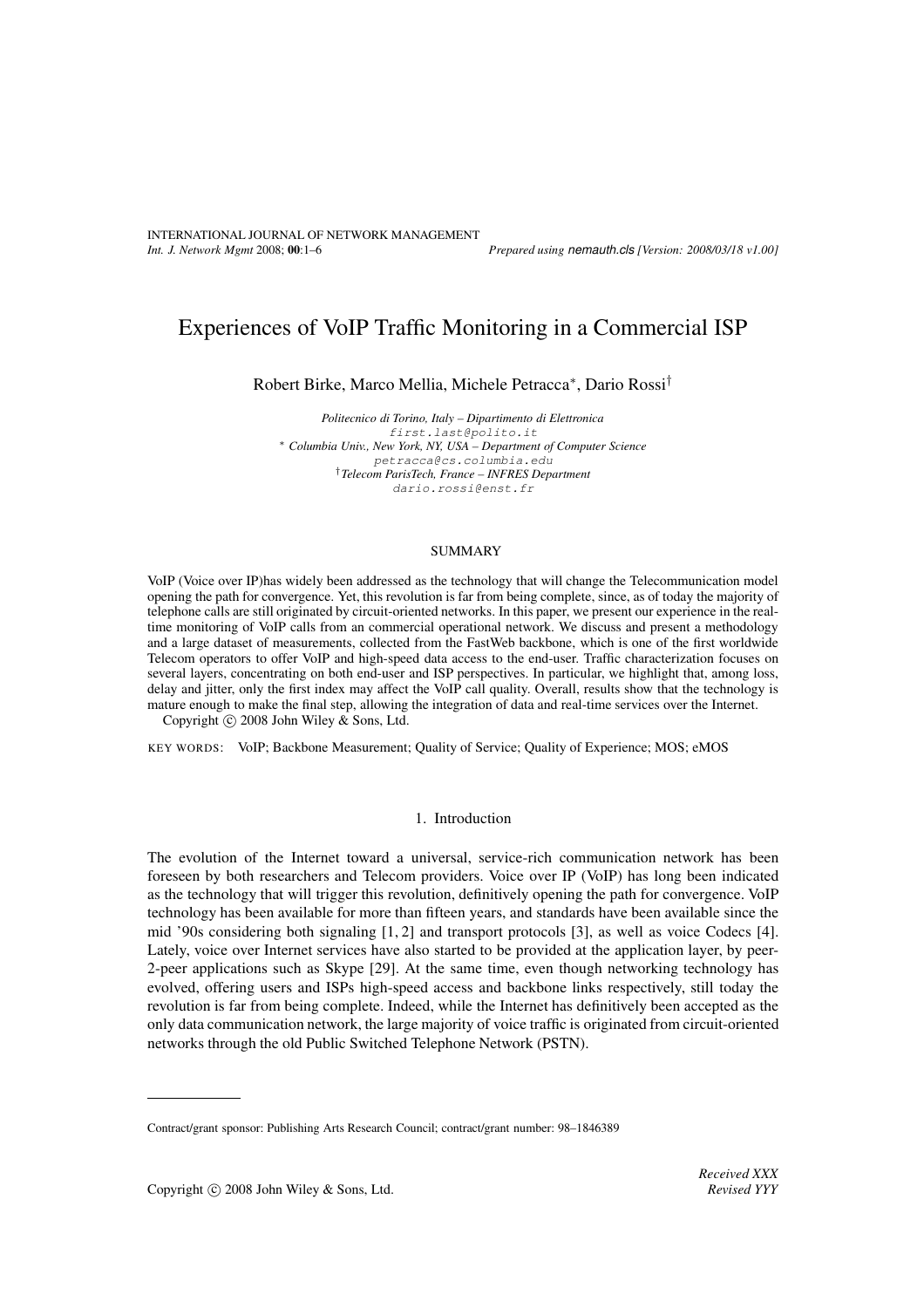# Experiences of VoIP Traffic Monitoring in a Commercial ISP

Robert Birke, Marco Mellia, Michele Petracca*, Dario Rossi†

*Politecnico di Torino, Italy – Dipartimento di Elettronica*
first.last@polito.it
* *Columbia Univ., New York, NY, USA – Department of Computer Science*
petracca@cs.columbia.edu
† *Telecom ParisTech, France – INFRES Department*
dario.rossi@enst.fr

## SUMMARY

VoIP (Voice over IP)has widely been addressed as the technology that will change the Telecommunication model opening the path for convergence. Yet, this revolution is far from being complete, since, as of today the majority of telephone calls are still originated by circuit-oriented networks. In this paper, we present our experience in the real-time monitoring of VoIP calls from an commercial operational network. We discuss and present a methodology and a large dataset of measurements, collected from the FastWeb backbone, which is one of the first worldwide Telecom operators to offer VoIP and high-speed data access to the end-user. Traffic characterization focuses on several layers, concentrating on both end-user and ISP perspectives. In particular, we highlight that, among loss, delay and jitter, only the first index may affect the VoIP call quality. Overall, results show that the technology is mature enough to make the final step, allowing the integration of data and real-time services over the Internet.

Copyright © 2008 John Wiley & Sons, Ltd.

KEY WORDS: VoIP; Backbone Measurement; Quality of Service; Quality of Experience; MOS; eMOS

## 1. Introduction

The evolution of the Internet toward a universal, service-rich communication network has been foreseen by both researchers and Telecom providers. Voice over IP (VoIP) has long been indicated as the technology that will trigger this revolution, definitively opening the path for convergence. VoIP technology has been available for more than fifteen years, and standards have been available since the mid '90s considering both signaling [1, 2] and transport protocols [3], as well as voice Codecs [4]. Lately, voice over Internet services have also started to be provided at the application layer, by peer-2-peer applications such as Skype [29]. At the same time, even though networking technology has evolved, offering users and ISPs high-speed access and backbone links respectively, still today the revolution is far from being complete. Indeed, while the Internet has definitively been accepted as the only data communication network, the large majority of voice traffic is originated from circuit-oriented networks through the old Public Switched Telephone Network (PSTN).

Contract/grant sponsor: Publishing Arts Research Council; contract/grant number: 98–1846389

Received XXX
Revised YYY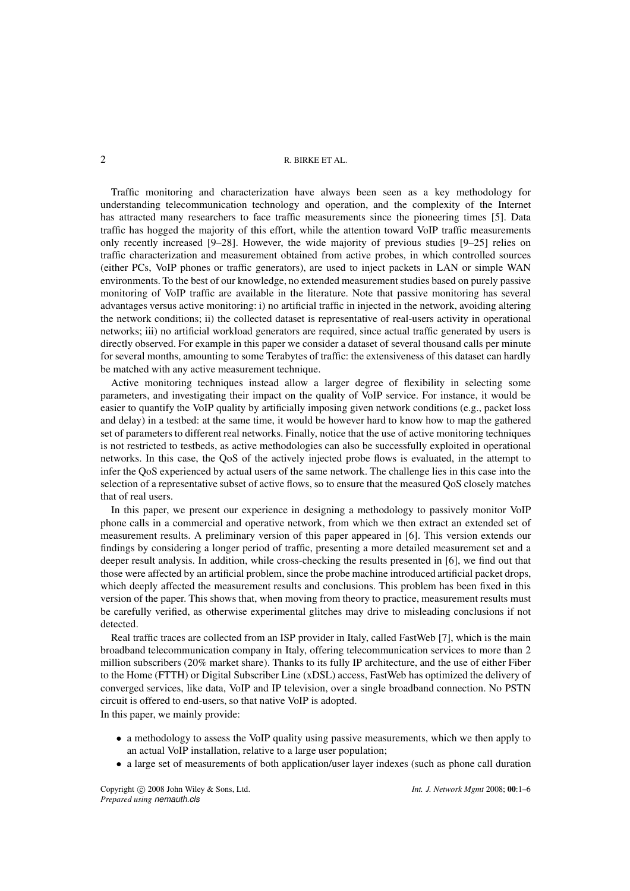Traffic monitoring and characterization have always been seen as a key methodology for understanding telecommunication technology and operation, and the complexity of the Internet has attracted many researchers to face traffic measurements since the pioneering times [5]. Data traffic has hogged the majority of this effort, while the attention toward VoIP traffic measurements only recently increased [9–28]. However, the wide majority of previous studies [9–25] relies on traffic characterization and measurement obtained from active probes, in which controlled sources (either PCs, VoIP phones or traffic generators), are used to inject packets in LAN or simple WAN environments. To the best of our knowledge, no extended measurement studies based on purely passive monitoring of VoIP traffic are available in the literature. Note that passive monitoring has several advantages versus active monitoring: i) no artificial traffic in injected in the network, avoiding altering the network conditions; ii) the collected dataset is representative of real-users activity in operational networks; iii) no artificial workload generators are required, since actual traffic generated by users is directly observed. For example in this paper we consider a dataset of several thousand calls per minute for several months, amounting to some Terabytes of traffic: the extensiveness of this dataset can hardly be matched with any active measurement technique.

Active monitoring techniques instead allow a larger degree of flexibility in selecting some parameters, and investigating their impact on the quality of VoIP service. For instance, it would be easier to quantify the VoIP quality by artificially imposing given network conditions (e.g., packet loss and delay) in a testbed: at the same time, it would be however hard to know how to map the gathered set of parameters to different real networks. Finally, notice that the use of active monitoring techniques is not restricted to testbeds, as active methodologies can also be successfully exploited in operational networks. In this case, the QoS of the actively injected probe flows is evaluated, in the attempt to infer the QoS experienced by actual users of the same network. The challenge lies in this case into the selection of a representative subset of active flows, so to ensure that the measured QoS closely matches that of real users.

In this paper, we present our experience in designing a methodology to passively monitor VoIP phone calls in a commercial and operative network, from which we then extract an extended set of measurement results. A preliminary version of this paper appeared in [6]. This version extends our findings by considering a longer period of traffic, presenting a more detailed measurement set and a deeper result analysis. In addition, while cross-checking the results presented in [6], we find out that those were affected by an artificial problem, since the probe machine introduced artificial packet drops, which deeply affected the measurement results and conclusions. This problem has been fixed in this version of the paper. This shows that, when moving from theory to practice, measurement results must be carefully verified, as otherwise experimental glitches may drive to misleading conclusions if not detected.

Real traffic traces are collected from an ISP provider in Italy, called FastWeb [7], which is the main broadband telecommunication company in Italy, offering telecommunication services to more than 2 million subscribers (20% market share). Thanks to its fully IP architecture, and the use of either Fiber to the Home (FTTH) or Digital Subscriber Line (xDSL) access, FastWeb has optimized the delivery of converged services, like data, VoIP and IP television, over a single broadband connection. No PSTN circuit is offered to end-users, so that native VoIP is adopted.

In this paper, we mainly provide:

- a methodology to assess the VoIP quality using passive measurements, which we then apply to an actual VoIP installation, relative to a large user population;
- a large set of measurements of both application/user layer indexes (such as phone call duration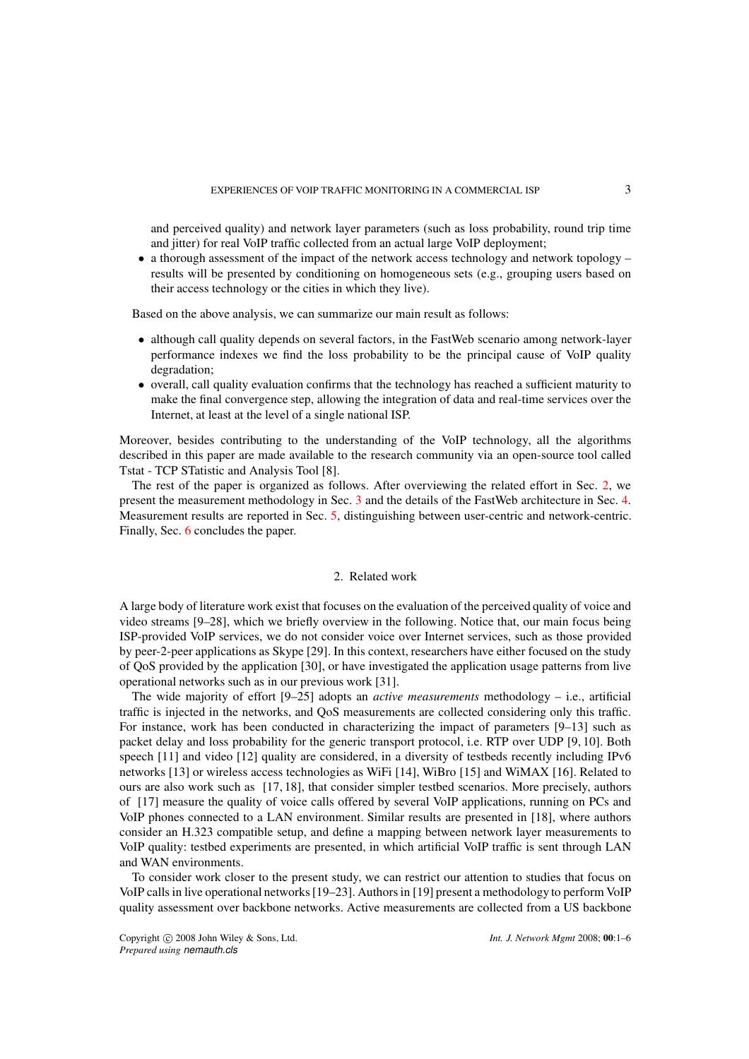and perceived quality) and network layer parameters (such as loss probability, round trip time and jitter) for real VoIP traffic collected from an actual large VoIP deployment;

- a thorough assessment of the impact of the network access technology and network topology – results will be presented by conditioning on homogeneous sets (e.g., grouping users based on their access technology or the cities in which they live).

Based on the above analysis, we can summarize our main result as follows:

- although call quality depends on several factors, in the FastWeb scenario among network-layer performance indexes we find the loss probability to be the principal cause of VoIP quality degradation;
- overall, call quality evaluation confirms that the technology has reached a sufficient maturity to make the final convergence step, allowing the integration of data and real-time services over the Internet, at least at the level of a single national ISP.

Moreover, besides contributing to the understanding of the VoIP technology, all the algorithms described in this paper are made available to the research community via an open-source tool called Tstat - TCP STatistic and Analysis Tool [8].

The rest of the paper is organized as follows. After overviewing the related effort in Sec. 2, we present the measurement methodology in Sec. 3 and the details of the FastWeb architecture in Sec. 4. Measurement results are reported in Sec. 5, distinguishing between user-centric and network-centric. Finally, Sec. 6 concludes the paper.

## 2. Related work

A large body of literature work exist that focuses on the evaluation of the perceived quality of voice and video streams [9–28], which we briefly overview in the following. Notice that, our main focus being ISP-provided VoIP services, we do not consider voice over Internet services, such as those provided by peer-2-peer applications as Skype [29]. In this context, researchers have either focused on the study of QoS provided by the application [30], or have investigated the application usage patterns from live operational networks such as in our previous work [31].

The wide majority of effort [9–25] adopts an *active measurements* methodology – i.e., artificial traffic is injected in the networks, and QoS measurements are collected considering only this traffic. For instance, work has been conducted in characterizing the impact of parameters [9–13] such as packet delay and loss probability for the generic transport protocol, i.e. RTP over UDP [9, 10]. Both speech [11] and video [12] quality are considered, in a diversity of testbeds recently including IPv6 networks [13] or wireless access technologies as WiFi [14], WiBro [15] and WiMAX [16]. Related to ours are also work such as [17, 18], that consider simpler testbed scenarios. More precisely, authors of [17] measure the quality of voice calls offered by several VoIP applications, running on PCs and VoIP phones connected to a LAN environment. Similar results are presented in [18], where authors consider an H.323 compatible setup, and define a mapping between network layer measurements to VoIP quality: testbed experiments are presented, in which artificial VoIP traffic is sent through LAN and WAN environments.

To consider work closer to the present study, we can restrict our attention to studies that focus on VoIP calls in live operational networks [19–23]. Authors in [19] present a methodology to perform VoIP quality assessment over backbone networks. Active measurements are collected from a US backbone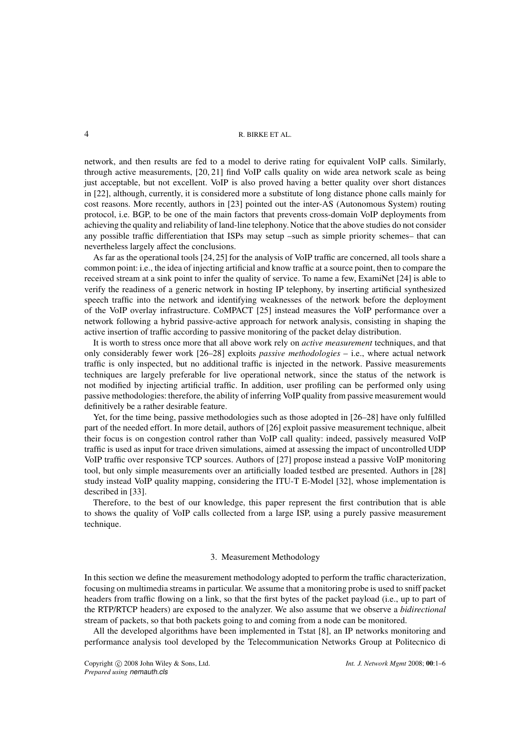network, and then results are fed to a model to derive rating for equivalent VoIP calls. Similarly, through active measurements, [20, 21] find VoIP calls quality on wide area network scale as being just acceptable, but not excellent. VoIP is also proved having a better quality over short distances in [22], although, currently, it is considered more a substitute of long distance phone calls mainly for cost reasons. More recently, authors in [23] pointed out the inter-AS (Autonomous System) routing protocol, i.e. BGP, to be one of the main factors that prevents cross-domain VoIP deployments from achieving the quality and reliability of land-line telephony. Notice that the above studies do not consider any possible traffic differentiation that ISPs may setup –such as simple priority schemes– that can nevertheless largely affect the conclusions.

As far as the operational tools [24, 25] for the analysis of VoIP traffic are concerned, all tools share a common point: i.e., the idea of injecting artificial and know traffic at a source point, then to compare the received stream at a sink point to infer the quality of service. To name a few, ExamiNet [24] is able to verify the readiness of a generic network in hosting IP telephony, by inserting artificial synthesized speech traffic into the network and identifying weaknesses of the network before the deployment of the VoIP overlay infrastructure. CoMPACT [25] instead measures the VoIP performance over a network following a hybrid passive-active approach for network analysis, consisting in shaping the active insertion of traffic according to passive monitoring of the packet delay distribution.

It is worth to stress once more that all above work rely on *active measurement* techniques, and that only considerably fewer work [26–28] exploits *passive methodologies* – i.e., where actual network traffic is only inspected, but no additional traffic is injected in the network. Passive measurements techniques are largely preferable for live operational network, since the status of the network is not modified by injecting artificial traffic. In addition, user profiling can be performed only using passive methodologies: therefore, the ability of inferring VoIP quality from passive measurement would definitively be a rather desirable feature.

Yet, for the time being, passive methodologies such as those adopted in [26–28] have only fulfilled part of the needed effort. In more detail, authors of [26] exploit passive measurement technique, albeit their focus is on congestion control rather than VoIP call quality: indeed, passively measured VoIP traffic is used as input for trace driven simulations, aimed at assessing the impact of uncontrolled UDP VoIP traffic over responsive TCP sources. Authors of [27] propose instead a passive VoIP monitoring tool, but only simple measurements over an artificially loaded testbed are presented. Authors in [28] study instead VoIP quality mapping, considering the ITU-T E-Model [32], whose implementation is described in [33].

Therefore, to the best of our knowledge, this paper represent the first contribution that is able to shows the quality of VoIP calls collected from a large ISP, using a purely passive measurement technique.

## 3. Measurement Methodology

In this section we define the measurement methodology adopted to perform the traffic characterization, focusing on multimedia streams in particular. We assume that a monitoring probe is used to sniff packet headers from traffic flowing on a link, so that the first bytes of the packet payload (i.e., up to part of the RTP/RTCP headers) are exposed to the analyzer. We also assume that we observe a *bidirectional* stream of packets, so that both packets going to and coming from a node can be monitored.

All the developed algorithms have been implemented in Tstat [8], an IP networks monitoring and performance analysis tool developed by the Telecommunication Networks Group at Politecnico di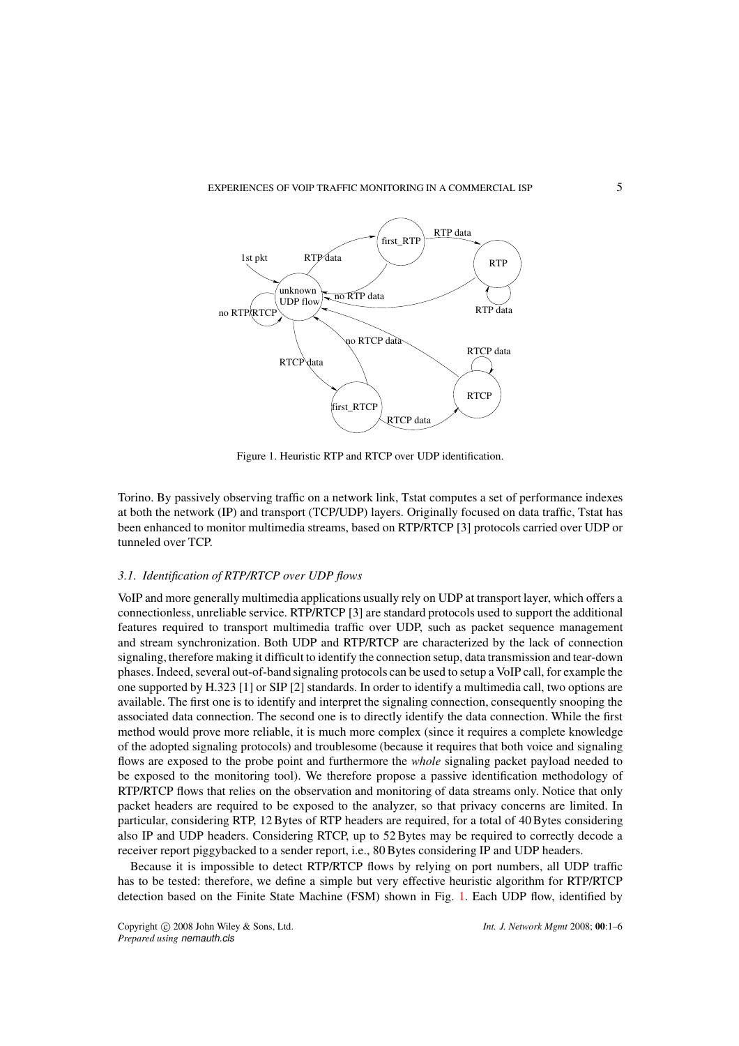Figure 1. Heuristic RTP and RTCP over UDP identification.

Torino. By passively observing traffic on a network link, Tstat computes a set of performance indexes at both the network (IP) and transport (TCP/UDP) layers. Originally focused on data traffic, Tstat has been enhanced to monitor multimedia streams, based on RTP/RTCP [3] protocols carried over UDP or tunneled over TCP.

### *3.1. Identification of RTP/RTCP over UDP flows*

VoIP and more generally multimedia applications usually rely on UDP at transport layer, which offers a connectionless, unreliable service. RTP/RTCP [3] are standard protocols used to support the additional features required to transport multimedia traffic over UDP, such as packet sequence management and stream synchronization. Both UDP and RTP/RTCP are characterized by the lack of connection signaling, therefore making it difficult to identify the connection setup, data transmission and tear-down phases. Indeed, several out-of-band signaling protocols can be used to setup a VoIP call, for example the one supported by H.323 [1] or SIP [2] standards. In order to identify a multimedia call, two options are available. The first one is to identify and interpret the signaling connection, consequently snooping the associated data connection. The second one is to directly identify the data connection. While the first method would prove more reliable, it is much more complex (since it requires a complete knowledge of the adopted signaling protocols) and troublesome (because it requires that both voice and signaling flows are exposed to the probe point and furthermore the *whole* signaling packet payload needed to be exposed to the monitoring tool). We therefore propose a passive identification methodology of RTP/RTCP flows that relies on the observation and monitoring of data streams only. Notice that only packet headers are required to be exposed to the analyzer, so that privacy concerns are limited. In particular, considering RTP, 12 Bytes of RTP headers are required, for a total of 40 Bytes considering also IP and UDP headers. Considering RTCP, up to 52 Bytes may be required to correctly decode a receiver report piggybacked to a sender report, i.e., 80 Bytes considering IP and UDP headers.

Because it is impossible to detect RTP/RTCP flows by relying on port numbers, all UDP traffic has to be tested: therefore, we define a simple but very effective heuristic algorithm for RTP/RTCP detection based on the Finite State Machine (FSM) shown in Fig. 1. Each UDP flow, identified by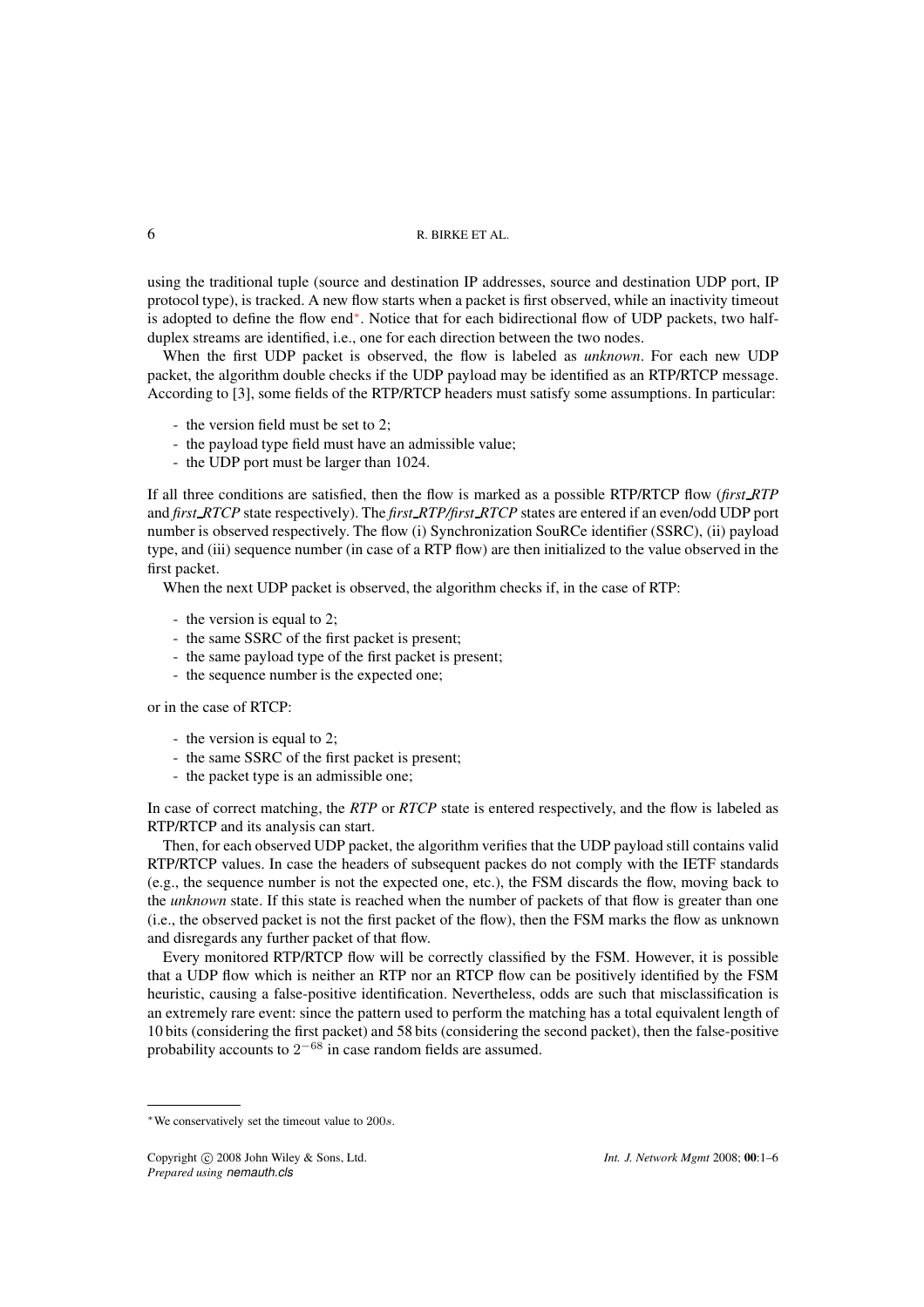using the traditional tuple (source and destination IP addresses, source and destination UDP port, IP protocol type), is tracked. A new flow starts when a packet is first observed, while an inactivity timeout is adopted to define the flow end*. Notice that for each bidirectional flow of UDP packets, two half-duplex streams are identified, i.e., one for each direction between the two nodes.

When the first UDP packet is observed, the flow is labeled as *unknown*. For each new UDP packet, the algorithm double checks if the UDP payload may be identified as an RTP/RTCP message. According to [3], some fields of the RTP/RTCP headers must satisfy some assumptions. In particular:

- the version field must be set to 2;
- the payload type field must have an admissible value;
- the UDP port must be larger than 1024.

If all three conditions are satisfied, then the flow is marked as a possible RTP/RTCP flow (*first_RTP* and *first_RTCP* state respectively). The *first_RTP/first_RTCP* states are entered if an even/odd UDP port number is observed respectively. The flow (i) Synchronization SouRCe identifier (SSRC), (ii) payload type, and (iii) sequence number (in case of a RTP flow) are then initialized to the value observed in the first packet.

When the next UDP packet is observed, the algorithm checks if, in the case of RTP:

- the version is equal to 2;
- the same SSRC of the first packet is present;
- the same payload type of the first packet is present;
- the sequence number is the expected one;

or in the case of RTCP:

- the version is equal to 2;
- the same SSRC of the first packet is present;
- the packet type is an admissible one;

In case of correct matching, the *RTP* or *RTCP* state is entered respectively, and the flow is labeled as RTP/RTCP and its analysis can start.

Then, for each observed UDP packet, the algorithm verifies that the UDP payload still contains valid RTP/RTCP values. In case the headers of subsequent packes do not comply with the IETF standards (e.g., the sequence number is not the expected one, etc.), the FSM discards the flow, moving back to the *unknown* state. If this state is reached when the number of packets of that flow is greater than one (i.e., the observed packet is not the first packet of the flow), then the FSM marks the flow as unknown and disregards any further packet of that flow.

Every monitored RTP/RTCP flow will be correctly classified by the FSM. However, it is possible that a UDP flow which is neither an RTP nor an RTCP flow can be positively identified by the FSM heuristic, causing a false-positive identification. Nevertheless, odds are such that misclassification is an extremely rare event: since the pattern used to perform the matching has a total equivalent length of 10 bits (considering the first packet) and 58 bits (considering the second packet), then the false-positive probability accounts to $2^{-68}$ in case random fields are assumed.

*We conservatively set the timeout value to $200s$.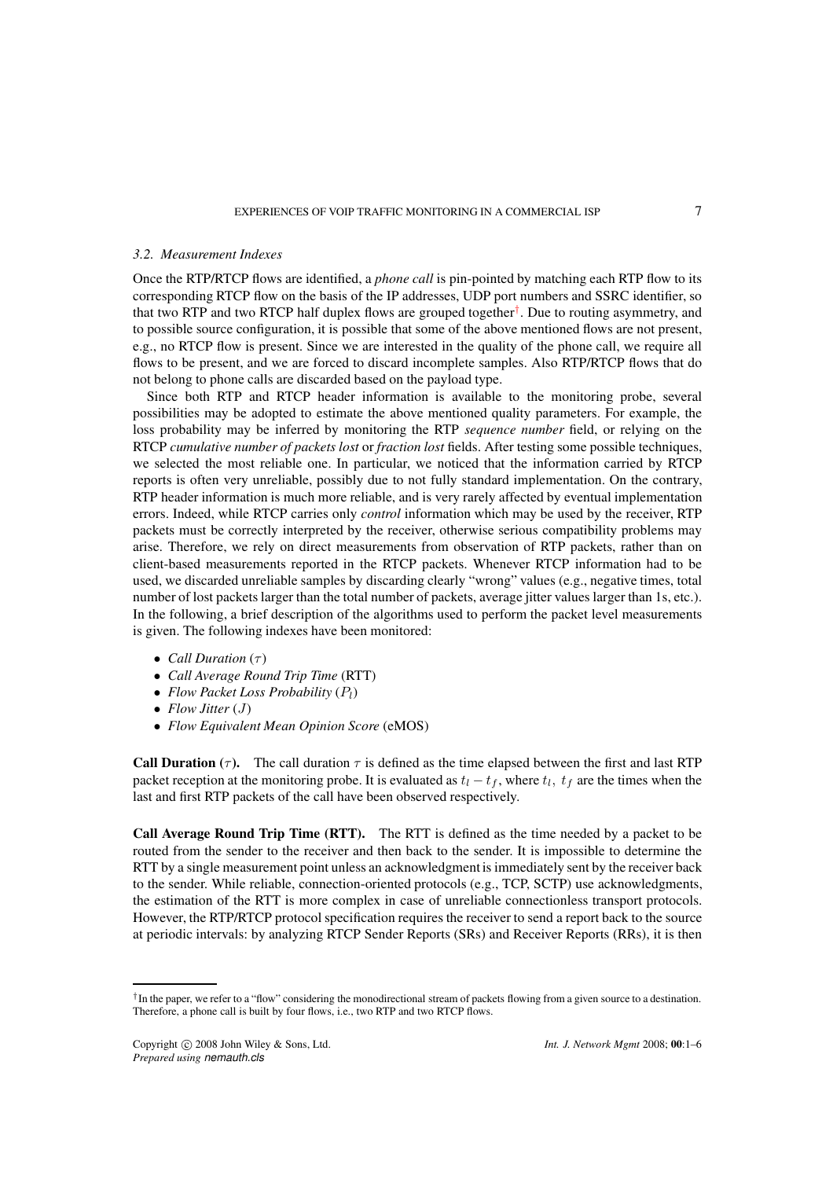### *3.2. Measurement Indexes*

Once the RTP/RTCP flows are identified, a *phone call* is pin-pointed by matching each RTP flow to its corresponding RTCP flow on the basis of the IP addresses, UDP port numbers and SSRC identifier, so that two RTP and two RTCP half duplex flows are grouped together[†]. Due to routing asymmetry, and to possible source configuration, it is possible that some of the above mentioned flows are not present, e.g., no RTCP flow is present. Since we are interested in the quality of the phone call, we require all flows to be present, and we are forced to discard incomplete samples. Also RTP/RTCP flows that do not belong to phone calls are discarded based on the payload type.

Since both RTP and RTCP header information is available to the monitoring probe, several possibilities may be adopted to estimate the above mentioned quality parameters. For example, the loss probability may be inferred by monitoring the RTP *sequence number* field, or relying on the RTCP *cumulative number of packets lost* or *fraction lost* fields. After testing some possible techniques, we selected the most reliable one. In particular, we noticed that the information carried by RTCP reports is often very unreliable, possibly due to not fully standard implementation. On the contrary, RTP header information is much more reliable, and is very rarely affected by eventual implementation errors. Indeed, while RTCP carries only *control* information which may be used by the receiver, RTP packets must be correctly interpreted by the receiver, otherwise serious compatibility problems may arise. Therefore, we rely on direct measurements from observation of RTP packets, rather than on client-based measurements reported in the RTCP packets. Whenever RTCP information had to be used, we discarded unreliable samples by discarding clearly "wrong" values (e.g., negative times, total number of lost packets larger than the total number of packets, average jitter values larger than 1s, etc.). In the following, a brief description of the algorithms used to perform the packet level measurements is given. The following indexes have been monitored:

- *Call Duration* ($\tau$)
- *Call Average Round Trip Time* (RTT)
- *Flow Packet Loss Probability* ($P_l$)
- *Flow Jitter* ($J$)
- *Flow Equivalent Mean Opinion Score* (eMOS)

**Call Duration ($\tau$).** The call duration $\tau$ is defined as the time elapsed between the first and last RTP packet reception at the monitoring probe. It is evaluated as $t_l - t_f$, where $t_l,\ t_f$ are the times when the last and first RTP packets of the call have been observed respectively.

**Call Average Round Trip Time (RTT).** The RTT is defined as the time needed by a packet to be routed from the sender to the receiver and then back to the sender. It is impossible to determine the RTT by a single measurement point unless an acknowledgment is immediately sent by the receiver back to the sender. While reliable, connection-oriented protocols (e.g., TCP, SCTP) use acknowledgments, the estimation of the RTT is more complex in case of unreliable connectionless transport protocols. However, the RTP/RTCP protocol specification requires the receiver to send a report back to the source at periodic intervals: by analyzing RTCP Sender Reports (SRs) and Receiver Reports (RRs), it is then

[†] In the paper, we refer to a "flow" considering the monodirectional stream of packets flowing from a given source to a destination. Therefore, a phone call is built by four flows, i.e., two RTP and two RTCP flows.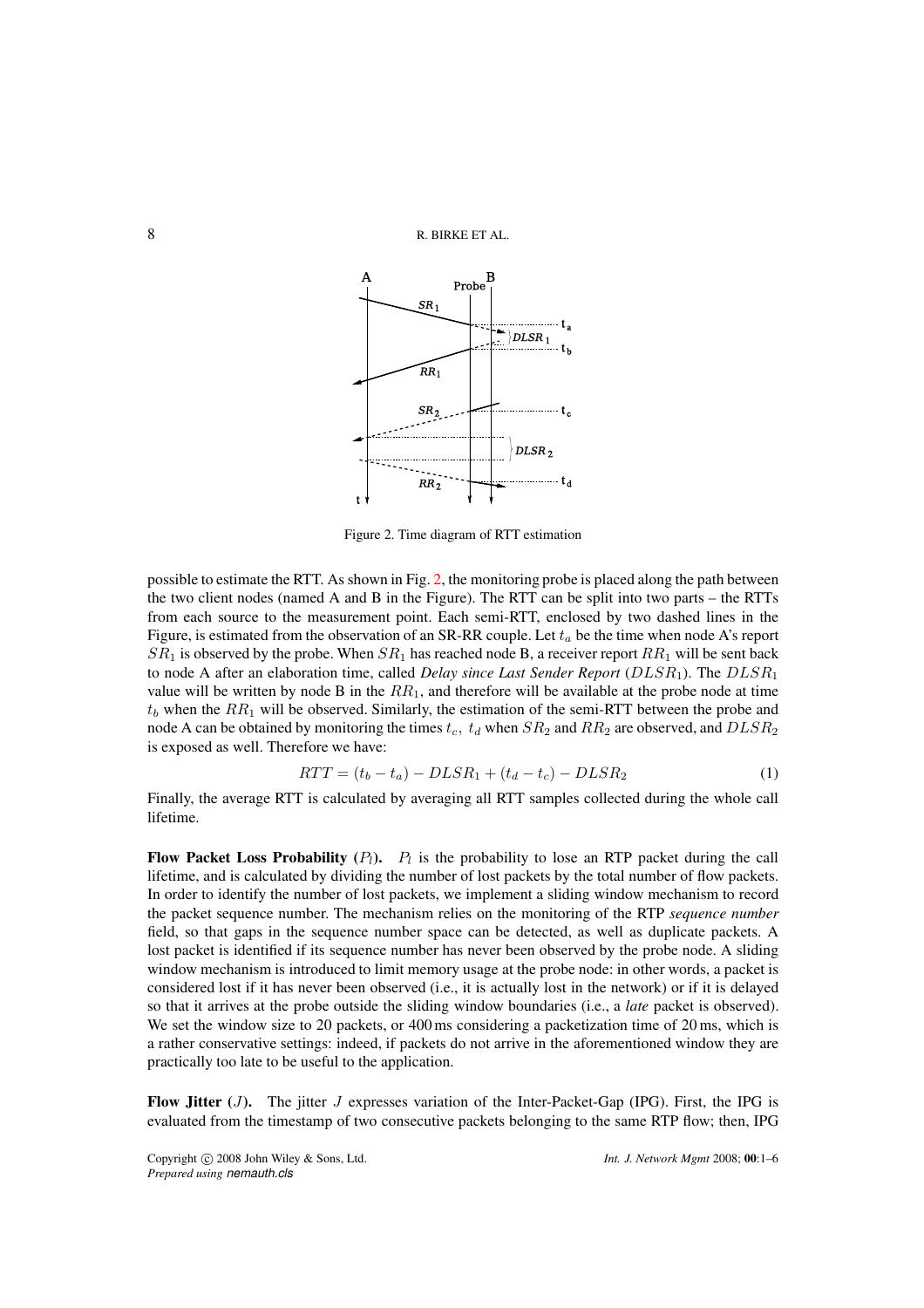Figure 2. Time diagram of RTT estimation

possible to estimate the RTT. As shown in Fig. 2, the monitoring probe is placed along the path between the two client nodes (named A and B in the Figure). The RTT can be split into two parts – the RTTs from each source to the measurement point. Each semi-RTT, enclosed by two dashed lines in the Figure, is estimated from the observation of an SR-RR couple. Let $t_a$ be the time when node A's report $SR_1$ is observed by the probe. When $SR_1$ has reached node B, a receiver report $RR_1$ will be sent back to node A after an elaboration time, called *Delay since Last Sender Report* ($DLSR_1$). The $DLSR_1$ value will be written by node B in the $RR_1$, and therefore will be available at the probe node at time $t_b$ when the $RR_1$ will be observed. Similarly, the estimation of the semi-RTT between the probe and node A can be obtained by monitoring the times $t_c$, $t_d$ when $SR_2$ and $RR_2$ are observed, and $DLSR_2$ is exposed as well. Therefore we have:

$$RTT = (t_b - t_a) - DLSR_1 + (t_d - t_c) - DLSR_2 \quad (1)$$

Finally, the average RTT is calculated by averaging all RTT samples collected during the whole call lifetime.

**Flow Packet Loss Probability ($P_l$).** $P_l$ is the probability to lose an RTP packet during the call lifetime, and is calculated by dividing the number of lost packets by the total number of flow packets. In order to identify the number of lost packets, we implement a sliding window mechanism to record the packet sequence number. The mechanism relies on the monitoring of the RTP *sequence number* field, so that gaps in the sequence number space can be detected, as well as duplicate packets. A lost packet is identified if its sequence number has never been observed by the probe node. A sliding window mechanism is introduced to limit memory usage at the probe node: in other words, a packet is considered lost if it has never been observed (i.e., it is actually lost in the network) or if it is delayed so that it arrives at the probe outside the sliding window boundaries (i.e., a *late* packet is observed). We set the window size to 20 packets, or 400 ms considering a packetization time of 20 ms, which is a rather conservative settings: indeed, if packets do not arrive in the aforementioned window they are practically too late to be useful to the application.

**Flow Jitter ($J$).** The jitter $J$ expresses variation of the Inter-Packet-Gap (IPG). First, the IPG is evaluated from the timestamp of two consecutive packets belonging to the same RTP flow; then, IPG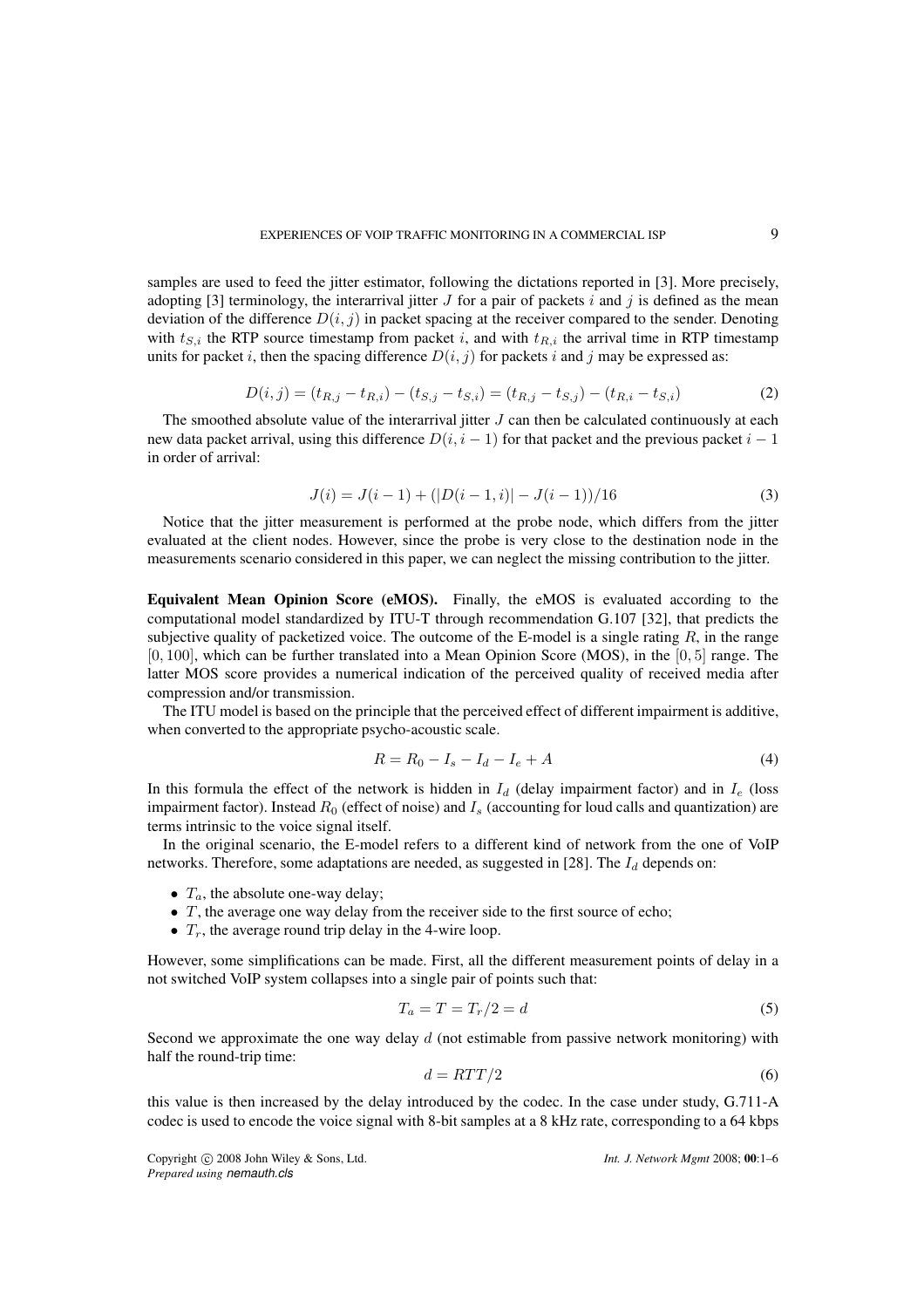samples are used to feed the jitter estimator, following the dictations reported in [3]. More precisely, adopting [3] terminology, the interarrival jitter $J$ for a pair of packets $i$ and $j$ is defined as the mean deviation of the difference $D(i, j)$ in packet spacing at the receiver compared to the sender. Denoting with $t_{S,i}$ the RTP source timestamp from packet $i$, and with $t_{R,i}$ the arrival time in RTP timestamp units for packet $i$, then the spacing difference $D(i, j)$ for packets $i$ and $j$ may be expressed as:

$$D(i, j) = (t_{R,j} - t_{R,i}) - (t_{S,j} - t_{S,i}) = (t_{R,j} - t_{S,j}) - (t_{R,i} - t_{S,i}) \tag{2}$$

The smoothed absolute value of the interarrival jitter $J$ can then be calculated continuously at each new data packet arrival, using this difference $D(i, i-1)$ for that packet and the previous packet $i-1$ in order of arrival:

$$J(i) = J(i-1) + (|D(i-1, i)| - J(i-1))/16 \tag{3}$$

Notice that the jitter measurement is performed at the probe node, which differs from the jitter evaluated at the client nodes. However, since the probe is very close to the destination node in the measurements scenario considered in this paper, we can neglect the missing contribution to the jitter.

**Equivalent Mean Opinion Score (eMOS).** Finally, the eMOS is evaluated according to the computational model standardized by ITU-T through recommendation G.107 [32], that predicts the subjective quality of packetized voice. The outcome of the E-model is a single rating $R$, in the range $[0, 100]$, which can be further translated into a Mean Opinion Score (MOS), in the $[0, 5]$ range. The latter MOS score provides a numerical indication of the perceived quality of received media after compression and/or transmission.

The ITU model is based on the principle that the perceived effect of different impairment is additive, when converted to the appropriate psycho-acoustic scale.

$$R = R_0 - I_s - I_d - I_e + A \tag{4}$$

In this formula the effect of the network is hidden in $I_d$ (delay impairment factor) and in $I_e$ (loss impairment factor). Instead $R_0$ (effect of noise) and $I_s$ (accounting for loud calls and quantization) are terms intrinsic to the voice signal itself.

In the original scenario, the E-model refers to a different kind of network from the one of VoIP networks. Therefore, some adaptations are needed, as suggested in [28]. The $I_d$ depends on:

- $T_a$, the absolute one-way delay;
- $T$, the average one way delay from the receiver side to the first source of echo;
- $T_r$, the average round trip delay in the 4-wire loop.

However, some simplifications can be made. First, all the different measurement points of delay in a not switched VoIP system collapses into a single pair of points such that:

$$T_a = T = T_r/2 = d \tag{5}$$

Second we approximate the one way delay $d$ (not estimable from passive network monitoring) with half the round-trip time:

$$d = RTT/2 \tag{6}$$

this value is then increased by the delay introduced by the codec. In the case under study, G.711-A codec is used to encode the voice signal with 8-bit samples at a 8 kHz rate, corresponding to a 64 kbps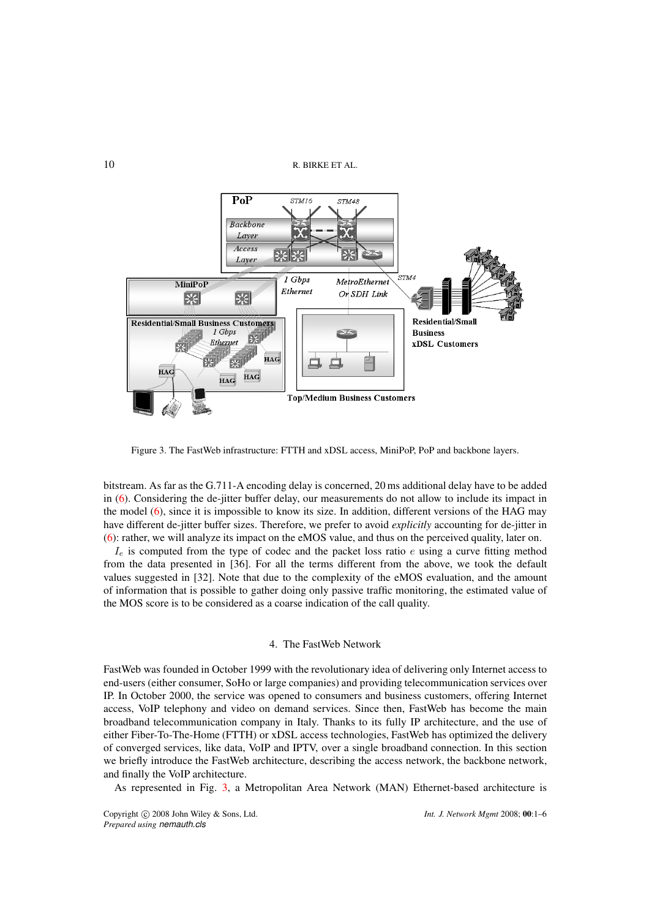Figure 3. The FastWeb infrastructure: FTTH and xDSL access, MiniPoP, PoP and backbone layers.

bitstream. As far as the G.711-A encoding delay is concerned, 20 ms additional delay have to be added in (6). Considering the de-jitter buffer delay, our measurements do not allow to include its impact in the model (6), since it is impossible to know its size. In addition, different versions of the HAG may have different de-jitter buffer sizes. Therefore, we prefer to avoid *explicitly* accounting for de-jitter in (6): rather, we will analyze its impact on the eMOS value, and thus on the perceived quality, later on.

$I_e$ is computed from the type of codec and the packet loss ratio $e$ using a curve fitting method from the data presented in [36]. For all the terms different from the above, we took the default values suggested in [32]. Note that due to the complexity of the eMOS evaluation, and the amount of information that is possible to gather doing only passive traffic monitoring, the estimated value of the MOS score is to be considered as a coarse indication of the call quality.

## 4. The FastWeb Network

FastWeb was founded in October 1999 with the revolutionary idea of delivering only Internet access to end-users (either consumer, SoHo or large companies) and providing telecommunication services over IP. In October 2000, the service was opened to consumers and business customers, offering Internet access, VoIP telephony and video on demand services. Since then, FastWeb has become the main broadband telecommunication company in Italy. Thanks to its fully IP architecture, and the use of either Fiber-To-The-Home (FTTH) or xDSL access technologies, FastWeb has optimized the delivery of converged services, like data, VoIP and IPTV, over a single broadband connection. In this section we briefly introduce the FastWeb architecture, describing the access network, the backbone network, and finally the VoIP architecture.

As represented in Fig. 3, a Metropolitan Area Network (MAN) Ethernet-based architecture is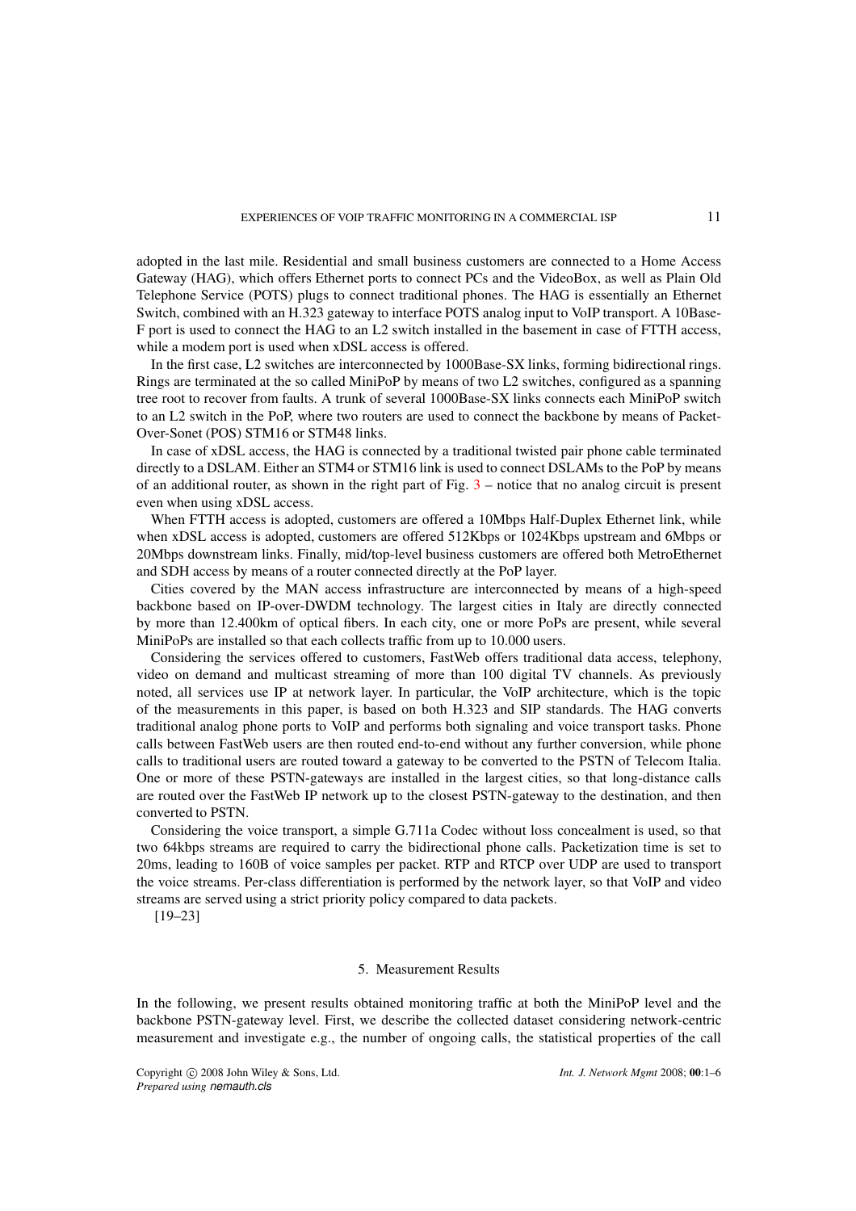adopted in the last mile. Residential and small business customers are connected to a Home Access Gateway (HAG), which offers Ethernet ports to connect PCs and the VideoBox, as well as Plain Old Telephone Service (POTS) plugs to connect traditional phones. The HAG is essentially an Ethernet Switch, combined with an H.323 gateway to interface POTS analog input to VoIP transport. A 10Base-F port is used to connect the HAG to an L2 switch installed in the basement in case of FTTH access, while a modem port is used when xDSL access is offered.

In the first case, L2 switches are interconnected by 1000Base-SX links, forming bidirectional rings. Rings are terminated at the so called MiniPoP by means of two L2 switches, configured as a spanning tree root to recover from faults. A trunk of several 1000Base-SX links connects each MiniPoP switch to an L2 switch in the PoP, where two routers are used to connect the backbone by means of Packet-Over-Sonet (POS) STM16 or STM48 links.

In case of xDSL access, the HAG is connected by a traditional twisted pair phone cable terminated directly to a DSLAM. Either an STM4 or STM16 link is used to connect DSLAMs to the PoP by means of an additional router, as shown in the right part of Fig. 3 – notice that no analog circuit is present even when using xDSL access.

When FTTH access is adopted, customers are offered a 10Mbps Half-Duplex Ethernet link, while when xDSL access is adopted, customers are offered 512Kbps or 1024Kbps upstream and 6Mbps or 20Mbps downstream links. Finally, mid/top-level business customers are offered both MetroEthernet and SDH access by means of a router connected directly at the PoP layer.

Cities covered by the MAN access infrastructure are interconnected by means of a high-speed backbone based on IP-over-DWDM technology. The largest cities in Italy are directly connected by more than 12.400km of optical fibers. In each city, one or more PoPs are present, while several MiniPoPs are installed so that each collects traffic from up to 10.000 users.

Considering the services offered to customers, FastWeb offers traditional data access, telephony, video on demand and multicast streaming of more than 100 digital TV channels. As previously noted, all services use IP at network layer. In particular, the VoIP architecture, which is the topic of the measurements in this paper, is based on both H.323 and SIP standards. The HAG converts traditional analog phone ports to VoIP and performs both signaling and voice transport tasks. Phone calls between FastWeb users are then routed end-to-end without any further conversion, while phone calls to traditional users are routed toward a gateway to be converted to the PSTN of Telecom Italia. One or more of these PSTN-gateways are installed in the largest cities, so that long-distance calls are routed over the FastWeb IP network up to the closest PSTN-gateway to the destination, and then converted to PSTN.

Considering the voice transport, a simple G.711a Codec without loss concealment is used, so that two 64kbps streams are required to carry the bidirectional phone calls. Packetization time is set to 20ms, leading to 160B of voice samples per packet. RTP and RTCP over UDP are used to transport the voice streams. Per-class differentiation is performed by the network layer, so that VoIP and video streams are served using a strict priority policy compared to data packets.

[19–23]

## 5. Measurement Results

In the following, we present results obtained monitoring traffic at both the MiniPoP level and the backbone PSTN-gateway level. First, we describe the collected dataset considering network-centric measurement and investigate e.g., the number of ongoing calls, the statistical properties of the call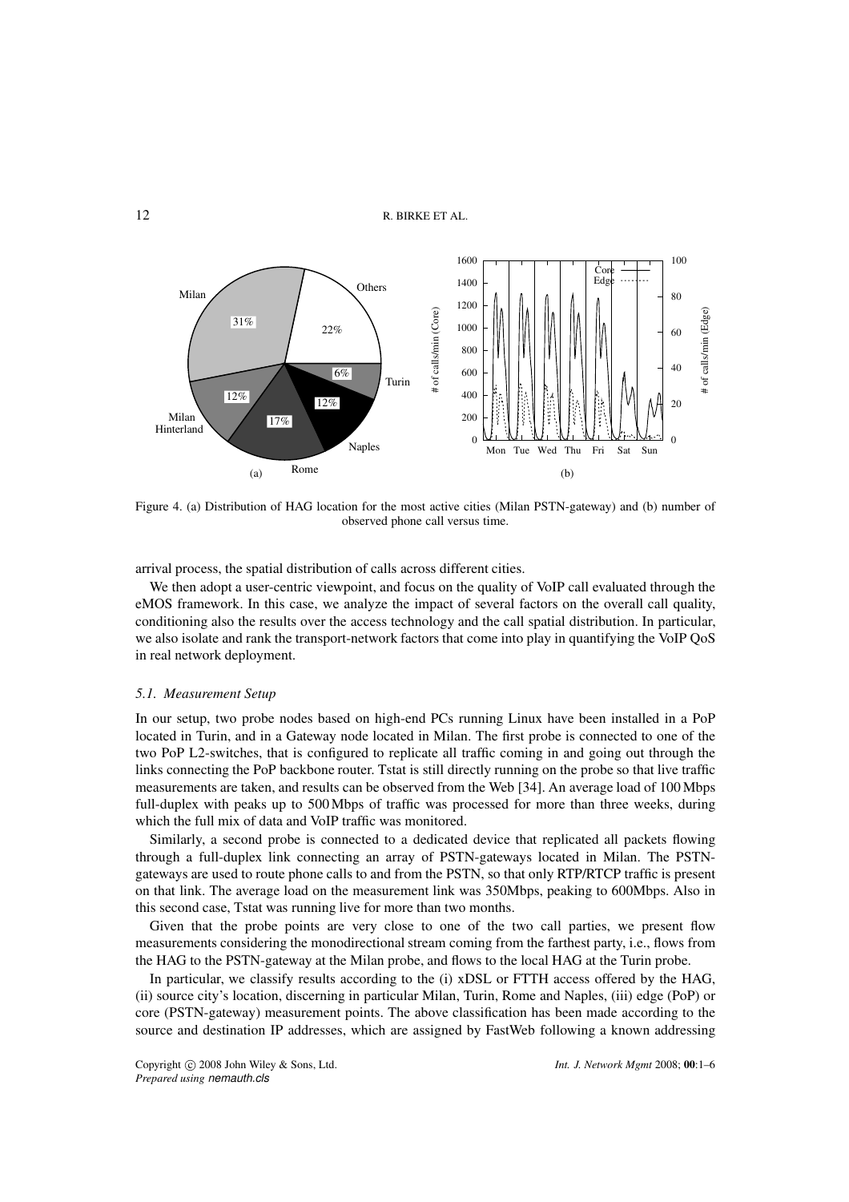Figure 4. (a) Distribution of HAG location for the most active cities (Milan PSTN-gateway) and (b) number of observed phone call versus time.

arrival process, the spatial distribution of calls across different cities.

We then adopt a user-centric viewpoint, and focus on the quality of VoIP call evaluated through the eMOS framework. In this case, we analyze the impact of several factors on the overall call quality, conditioning also the results over the access technology and the call spatial distribution. In particular, we also isolate and rank the transport-network factors that come into play in quantifying the VoIP QoS in real network deployment.

### *5.1. Measurement Setup*

In our setup, two probe nodes based on high-end PCs running Linux have been installed in a PoP located in Turin, and in a Gateway node located in Milan. The first probe is connected to one of the two PoP L2-switches, that is configured to replicate all traffic coming in and going out through the links connecting the PoP backbone router. Tstat is still directly running on the probe so that live traffic measurements are taken, and results can be observed from the Web [34]. An average load of 100 Mbps full-duplex with peaks up to 500 Mbps of traffic was processed for more than three weeks, during which the full mix of data and VoIP traffic was monitored.

Similarly, a second probe is connected to a dedicated device that replicated all packets flowing through a full-duplex link connecting an array of PSTN-gateways located in Milan. The PSTN-gateways are used to route phone calls to and from the PSTN, so that only RTP/RTCP traffic is present on that link. The average load on the measurement link was 350Mbps, peaking to 600Mbps. Also in this second case, Tstat was running live for more than two months.

Given that the probe points are very close to one of the two call parties, we present flow measurements considering the monodirectional stream coming from the farthest party, i.e., flows from the HAG to the PSTN-gateway at the Milan probe, and flows to the local HAG at the Turin probe.

In particular, we classify results according to the (i) xDSL or FTTH access offered by the HAG, (ii) source city's location, discerning in particular Milan, Turin, Rome and Naples, (iii) edge (PoP) or core (PSTN-gateway) measurement points. The above classification has been made according to the source and destination IP addresses, which are assigned by FastWeb following a known addressing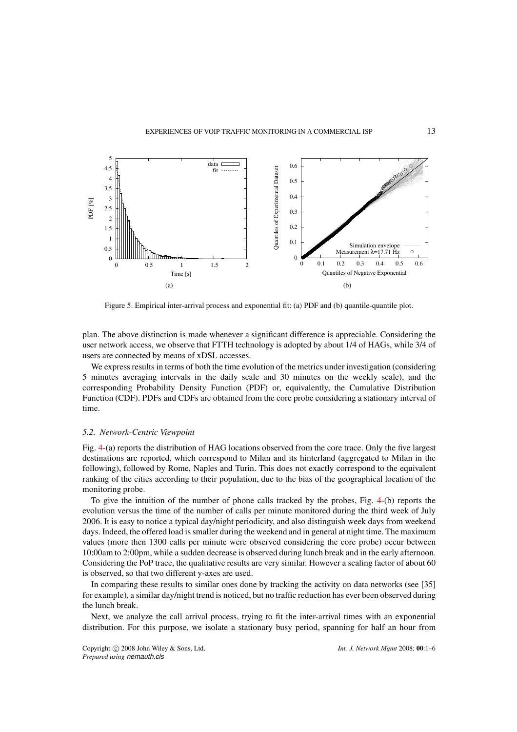Figure 5. Empirical inter-arrival process and exponential fit: (a) PDF and (b) quantile-quantile plot.

plan. The above distinction is made whenever a significant difference is appreciable. Considering the user network access, we observe that FTTH technology is adopted by about 1/4 of HAGs, while 3/4 of users are connected by means of xDSL accesses.

We express results in terms of both the time evolution of the metrics under investigation (considering 5 minutes averaging intervals in the daily scale and 30 minutes on the weekly scale), and the corresponding Probability Density Function (PDF) or, equivalently, the Cumulative Distribution Function (CDF). PDFs and CDFs are obtained from the core probe considering a stationary interval of time.

### 5.2. Network-Centric Viewpoint

Fig. 4-(a) reports the distribution of HAG locations observed from the core trace. Only the five largest destinations are reported, which correspond to Milan and its hinterland (aggregated to Milan in the following), followed by Rome, Naples and Turin. This does not exactly correspond to the equivalent ranking of the cities according to their population, due to the bias of the geographical location of the monitoring probe.

To give the intuition of the number of phone calls tracked by the probes, Fig. 4-(b) reports the evolution versus the time of the number of calls per minute monitored during the third week of July 2006. It is easy to notice a typical day/night periodicity, and also distinguish week days from weekend days. Indeed, the offered load is smaller during the weekend and in general at night time. The maximum values (more then 1300 calls per minute were observed considering the core probe) occur between 10:00am to 2:00pm, while a sudden decrease is observed during lunch break and in the early afternoon. Considering the PoP trace, the qualitative results are very similar. However a scaling factor of about 60 is observed, so that two different y-axes are used.

In comparing these results to similar ones done by tracking the activity on data networks (see [35] for example), a similar day/night trend is noticed, but no traffic reduction has ever been observed during the lunch break.

Next, we analyze the call arrival process, trying to fit the inter-arrival times with an exponential distribution. For this purpose, we isolate a stationary busy period, spanning for half an hour from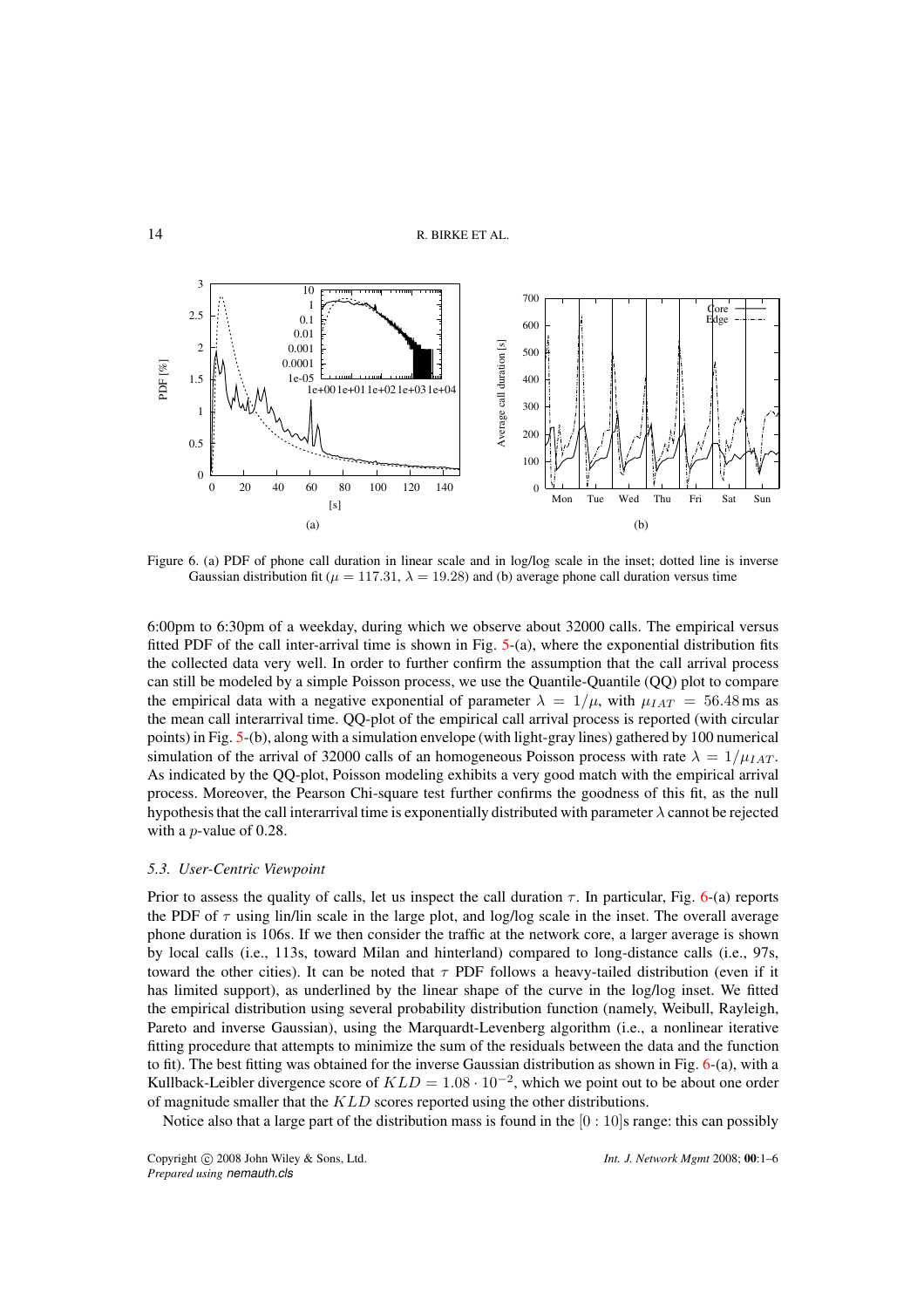Figure 6. (a) PDF of phone call duration in linear scale and in log/log scale in the inset; dotted line is inverse Gaussian distribution fit ($\mu = 117.31$, $\lambda = 19.28$) and (b) average phone call duration versus time

6:00pm to 6:30pm of a weekday, during which we observe about 32000 calls. The empirical versus fitted PDF of the call inter-arrival time is shown in Fig. 5-(a), where the exponential distribution fits the collected data very well. In order to further confirm the assumption that the call arrival process can still be modeled by a simple Poisson process, we use the Quantile-Quantile (QQ) plot to compare the empirical data with a negative exponential of parameter $\lambda = 1/\mu$, with $\mu_{IAT} = 56.48$ ms as the mean call interarrival time. QQ-plot of the empirical call arrival process is reported (with circular points) in Fig. 5-(b), along with a simulation envelope (with light-gray lines) gathered by 100 numerical simulation of the arrival of 32000 calls of an homogeneous Poisson process with rate $\lambda = 1/\mu_{IAT}$. As indicated by the QQ-plot, Poisson modeling exhibits a very good match with the empirical arrival process. Moreover, the Pearson Chi-square test further confirms the goodness of this fit, as the null hypothesis that the call interarrival time is exponentially distributed with parameter $\lambda$ cannot be rejected with a $p$-value of 0.28.

### 5.3. User-Centric Viewpoint

Prior to assess the quality of calls, let us inspect the call duration $\tau$. In particular, Fig. 6-(a) reports the PDF of $\tau$ using lin/lin scale in the large plot, and log/log scale in the inset. The overall average phone duration is 106s. If we then consider the traffic at the network core, a larger average is shown by local calls (i.e., 113s, toward Milan and hinterland) compared to long-distance calls (i.e., 97s, toward the other cities). It can be noted that $\tau$ PDF follows a heavy-tailed distribution (even if it has limited support), as underlined by the linear shape of the curve in the log/log inset. We fitted the empirical distribution using several probability distribution function (namely, Weibull, Rayleigh, Pareto and inverse Gaussian), using the Marquardt-Levenberg algorithm (i.e., a nonlinear iterative fitting procedure that attempts to minimize the sum of the residuals between the data and the function to fit). The best fitting was obtained for the inverse Gaussian distribution as shown in Fig. 6-(a), with a Kullback-Leibler divergence score of $KLD = 1.08 \cdot 10^{-2}$, which we point out to be about one order of magnitude smaller that the $KLD$ scores reported using the other distributions.

Notice also that a large part of the distribution mass is found in the $[0 : 10]$s range: this can possibly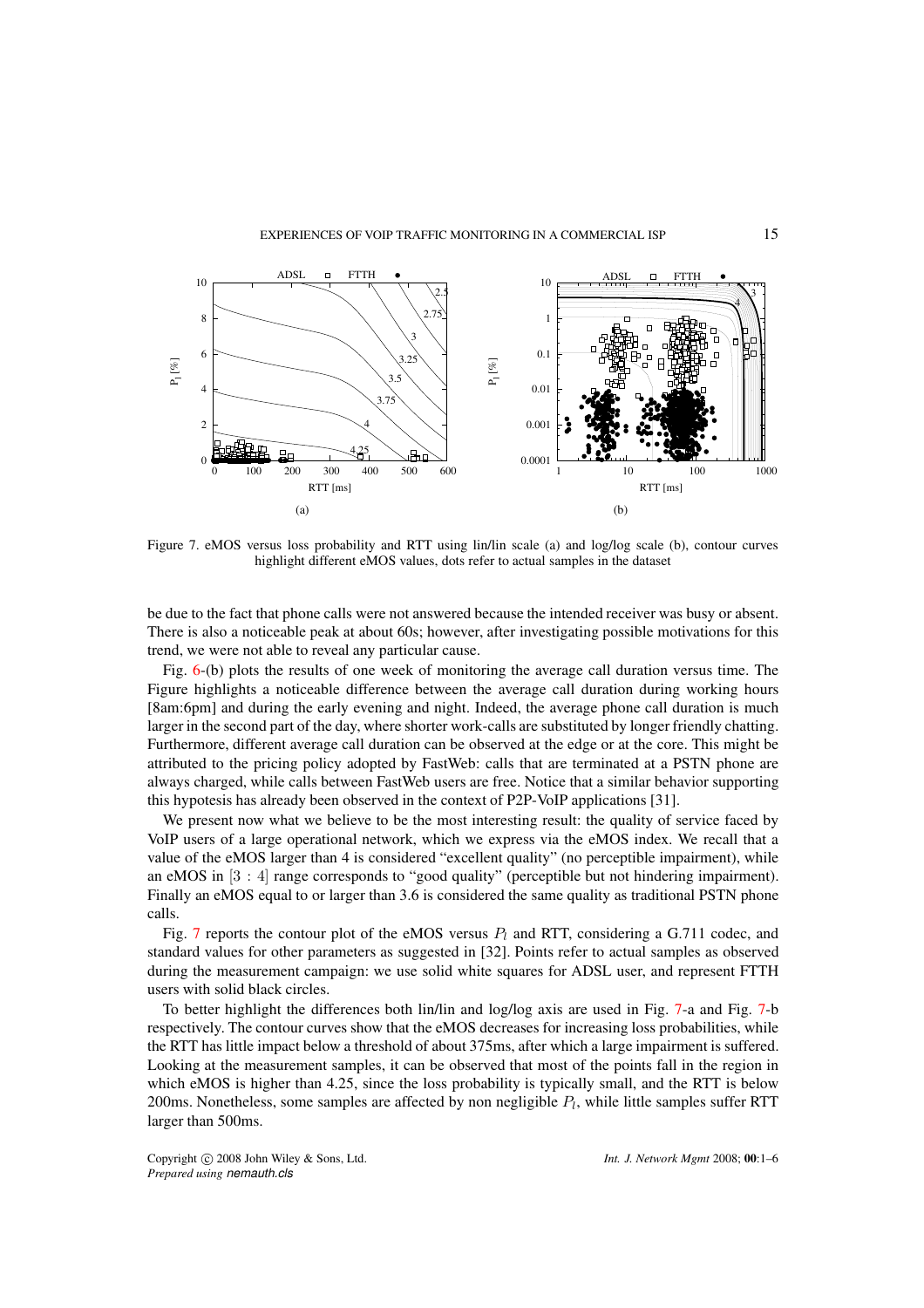Figure 7. eMOS versus loss probability and RTT using lin/lin scale (a) and log/log scale (b), contour curves highlight different eMOS values, dots refer to actual samples in the dataset

be due to the fact that phone calls were not answered because the intended receiver was busy or absent. There is also a noticeable peak at about 60s; however, after investigating possible motivations for this trend, we were not able to reveal any particular cause.

Fig. 6-(b) plots the results of one week of monitoring the average call duration versus time. The Figure highlights a noticeable difference between the average call duration during working hours [8am:6pm] and during the early evening and night. Indeed, the average phone call duration is much larger in the second part of the day, where shorter work-calls are substituted by longer friendly chatting. Furthermore, different average call duration can be observed at the edge or at the core. This might be attributed to the pricing policy adopted by FastWeb: calls that are terminated at a PSTN phone are always charged, while calls between FastWeb users are free. Notice that a similar behavior supporting this hypotesis has already been observed in the context of P2P-VoIP applications [31].

We present now what we believe to be the most interesting result: the quality of service faced by VoIP users of a large operational network, which we express via the eMOS index. We recall that a value of the eMOS larger than 4 is considered "excellent quality" (no perceptible impairment), while an eMOS in $[3:4]$ range corresponds to "good quality" (perceptible but not hindering impairment). Finally an eMOS equal to or larger than 3.6 is considered the same quality as traditional PSTN phone calls.

Fig. 7 reports the contour plot of the eMOS versus $P_l$ and RTT, considering a G.711 codec, and standard values for other parameters as suggested in [32]. Points refer to actual samples as observed during the measurement campaign: we use solid white squares for ADSL user, and represent FTTH users with solid black circles.

To better highlight the differences both lin/lin and log/log axis are used in Fig. 7-a and Fig. 7-b respectively. The contour curves show that the eMOS decreases for increasing loss probabilities, while the RTT has little impact below a threshold of about 375ms, after which a large impairment is suffered. Looking at the measurement samples, it can be observed that most of the points fall in the region in which eMOS is higher than 4.25, since the loss probability is typically small, and the RTT is below 200ms. Nonetheless, some samples are affected by non negligible $P_l$, while little samples suffer RTT larger than 500ms.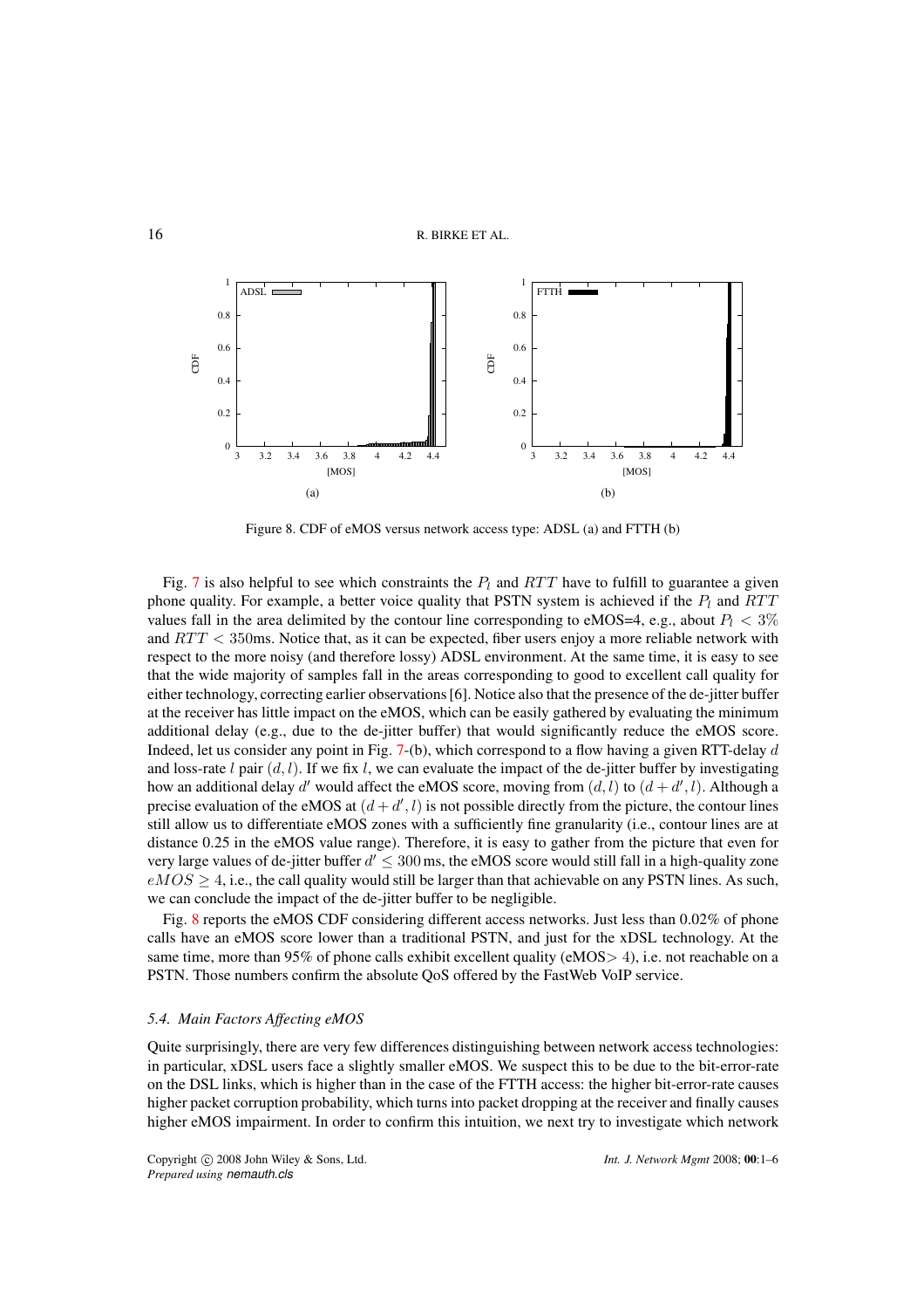Figure 8. CDF of eMOS versus network access type: ADSL (a) and FTTH (b)

Fig. 7 is also helpful to see which constraints the $P_l$ and $RTT$ have to fulfill to guarantee a given phone quality. For example, a better voice quality that PSTN system is achieved if the $P_l$ and $RTT$ values fall in the area delimited by the contour line corresponding to eMOS=4, e.g., about $P_l < 3\%$ and $RTT < 350$ms. Notice that, as it can be expected, fiber users enjoy a more reliable network with respect to the more noisy (and therefore lossy) ADSL environment. At the same time, it is easy to see that the wide majority of samples fall in the areas corresponding to good to excellent call quality for either technology, correcting earlier observations [6]. Notice also that the presence of the de-jitter buffer at the receiver has little impact on the eMOS, which can be easily gathered by evaluating the minimum additional delay (e.g., due to the de-jitter buffer) that would significantly reduce the eMOS score. Indeed, let us consider any point in Fig. 7-(b), which correspond to a flow having a given RTT-delay $d$ and loss-rate $l$ pair $(d, l)$. If we fix $l$, we can evaluate the impact of the de-jitter buffer by investigating how an additional delay $d'$ would affect the eMOS score, moving from $(d, l)$ to $(d + d', l)$. Although a precise evaluation of the eMOS at $(d + d', l)$ is not possible directly from the picture, the contour lines still allow us to differentiate eMOS zones with a sufficiently fine granularity (i.e., contour lines are at distance 0.25 in the eMOS value range). Therefore, it is easy to gather from the picture that even for very large values of de-jitter buffer $d' \leq 300$ ms, the eMOS score would still fall in a high-quality zone $eMOS \geq 4$, i.e., the call quality would still be larger than that achievable on any PSTN lines. As such, we can conclude the impact of the de-jitter buffer to be negligible.

Fig. 8 reports the eMOS CDF considering different access networks. Just less than 0.02% of phone calls have an eMOS score lower than a traditional PSTN, and just for the xDSL technology. At the same time, more than 95% of phone calls exhibit excellent quality (eMOS$>$ 4), i.e. not reachable on a PSTN. Those numbers confirm the absolute QoS offered by the FastWeb VoIP service.

### *5.4. Main Factors Affecting eMOS*

Quite surprisingly, there are very few differences distinguishing between network access technologies: in particular, xDSL users face a slightly smaller eMOS. We suspect this to be due to the bit-error-rate on the DSL links, which is higher than in the case of the FTTH access: the higher bit-error-rate causes higher packet corruption probability, which turns into packet dropping at the receiver and finally causes higher eMOS impairment. In order to confirm this intuition, we next try to investigate which network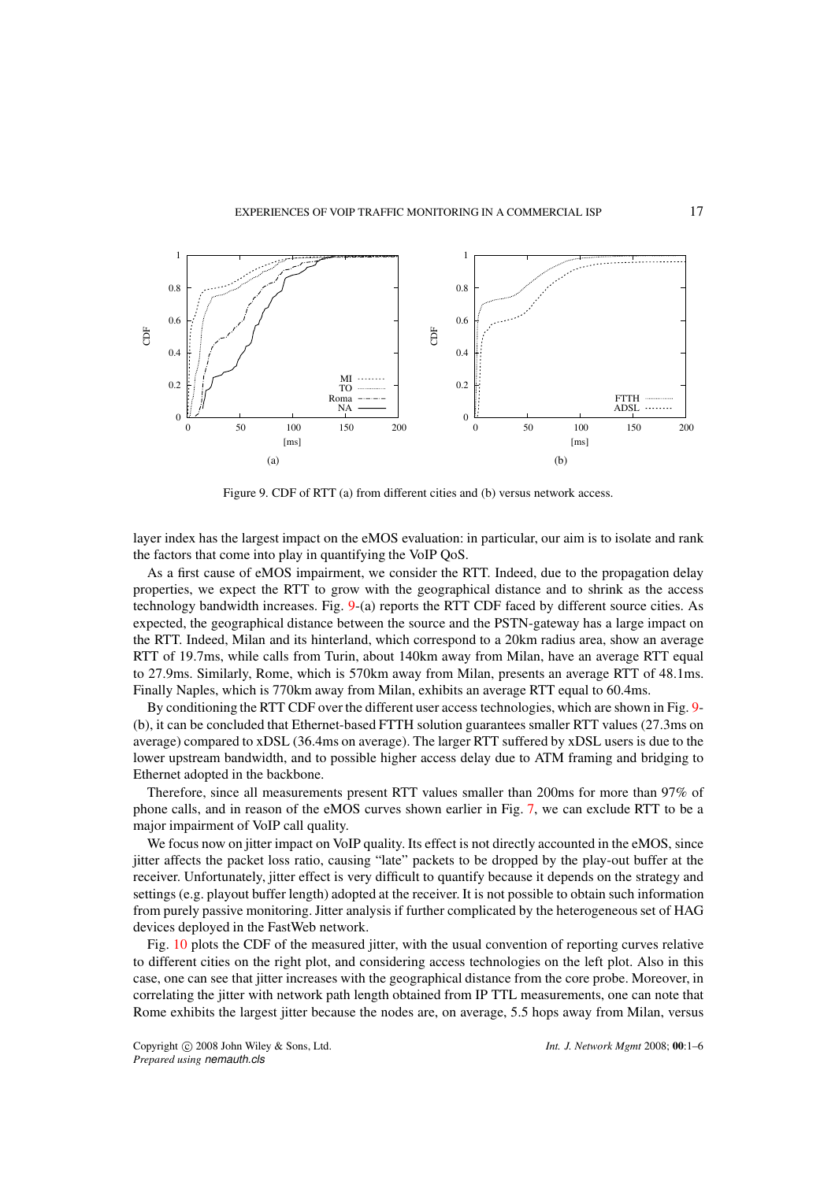Figure 9. CDF of RTT (a) from different cities and (b) versus network access.

layer index has the largest impact on the eMOS evaluation: in particular, our aim is to isolate and rank the factors that come into play in quantifying the VoIP QoS.

As a first cause of eMOS impairment, we consider the RTT. Indeed, due to the propagation delay properties, we expect the RTT to grow with the geographical distance and to shrink as the access technology bandwidth increases. Fig. 9-(a) reports the RTT CDF faced by different source cities. As expected, the geographical distance between the source and the PSTN-gateway has a large impact on the RTT. Indeed, Milan and its hinterland, which correspond to a 20km radius area, show an average RTT of 19.7ms, while calls from Turin, about 140km away from Milan, have an average RTT equal to 27.9ms. Similarly, Rome, which is 570km away from Milan, presents an average RTT of 48.1ms. Finally Naples, which is 770km away from Milan, exhibits an average RTT equal to 60.4ms.

By conditioning the RTT CDF over the different user access technologies, which are shown in Fig. 9-(b), it can be concluded that Ethernet-based FTTH solution guarantees smaller RTT values (27.3ms on average) compared to xDSL (36.4ms on average). The larger RTT suffered by xDSL users is due to the lower upstream bandwidth, and to possible higher access delay due to ATM framing and bridging to Ethernet adopted in the backbone.

Therefore, since all measurements present RTT values smaller than 200ms for more than 97% of phone calls, and in reason of the eMOS curves shown earlier in Fig. 7, we can exclude RTT to be a major impairment of VoIP call quality.

We focus now on jitter impact on VoIP quality. Its effect is not directly accounted in the eMOS, since jitter affects the packet loss ratio, causing "late" packets to be dropped by the play-out buffer at the receiver. Unfortunately, jitter effect is very difficult to quantify because it depends on the strategy and settings (e.g. playout buffer length) adopted at the receiver. It is not possible to obtain such information from purely passive monitoring. Jitter analysis if further complicated by the heterogeneous set of HAG devices deployed in the FastWeb network.

Fig. 10 plots the CDF of the measured jitter, with the usual convention of reporting curves relative to different cities on the right plot, and considering access technologies on the left plot. Also in this case, one can see that jitter increases with the geographical distance from the core probe. Moreover, in correlating the jitter with network path length obtained from IP TTL measurements, one can note that Rome exhibits the largest jitter because the nodes are, on average, 5.5 hops away from Milan, versus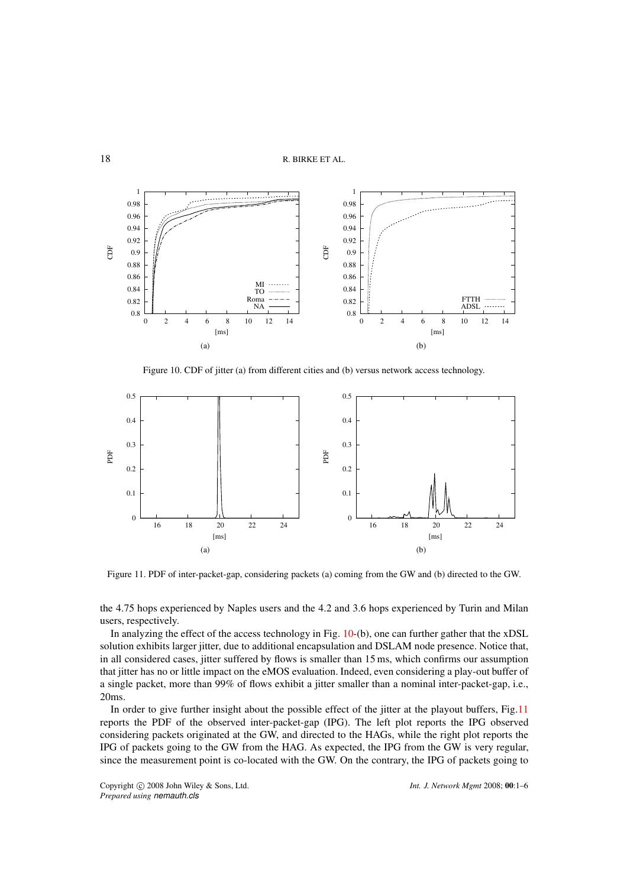Figure 10. CDF of jitter (a) from different cities and (b) versus network access technology.

Figure 11. PDF of inter-packet-gap, considering packets (a) coming from the GW and (b) directed to the GW.

the 4.75 hops experienced by Naples users and the 4.2 and 3.6 hops experienced by Turin and Milan users, respectively.

In analyzing the effect of the access technology in Fig. 10-(b), one can further gather that the xDSL solution exhibits larger jitter, due to additional encapsulation and DSLAM node presence. Notice that, in all considered cases, jitter suffered by flows is smaller than 15 ms, which confirms our assumption that jitter has no or little impact on the eMOS evaluation. Indeed, even considering a play-out buffer of a single packet, more than 99% of flows exhibit a jitter smaller than a nominal inter-packet-gap, i.e., 20ms.

In order to give further insight about the possible effect of the jitter at the playout buffers, Fig.11 reports the PDF of the observed inter-packet-gap (IPG). The left plot reports the IPG observed considering packets originated at the GW, and directed to the HAGs, while the right plot reports the IPG of packets going to the GW from the HAG. As expected, the IPG from the GW is very regular, since the measurement point is co-located with the GW. On the contrary, the IPG of packets going to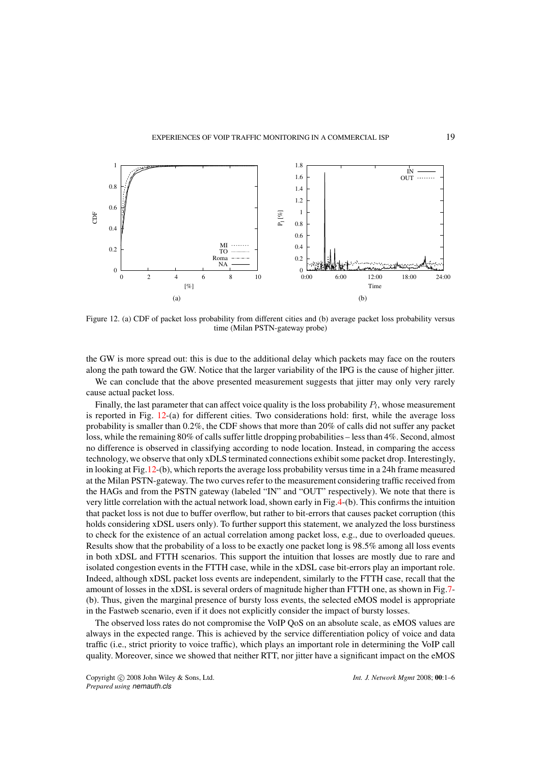Figure 12. (a) CDF of packet loss probability from different cities and (b) average packet loss probability versus time (Milan PSTN-gateway probe)

the GW is more spread out: this is due to the additional delay which packets may face on the routers along the path toward the GW. Notice that the larger variability of the IPG is the cause of higher jitter.

We can conclude that the above presented measurement suggests that jitter may only very rarely cause actual packet loss.

Finally, the last parameter that can affect voice quality is the loss probability $P_l$, whose measurement is reported in Fig. 12-(a) for different cities. Two considerations hold: first, while the average loss probability is smaller than 0.2%, the CDF shows that more than 20% of calls did not suffer any packet loss, while the remaining 80% of calls suffer little dropping probabilities – less than 4%. Second, almost no difference is observed in classifying according to node location. Instead, in comparing the access technology, we observe that only xDLS terminated connections exhibit some packet drop. Interestingly, in looking at Fig.12-(b), which reports the average loss probability versus time in a 24h frame measured at the Milan PSTN-gateway. The two curves refer to the measurement considering traffic received from the HAGs and from the PSTN gateway (labeled "IN" and "OUT" respectively). We note that there is very little correlation with the actual network load, shown early in Fig.4-(b). This confirms the intuition that packet loss is not due to buffer overflow, but rather to bit-errors that causes packet corruption (this holds considering xDSL users only). To further support this statement, we analyzed the loss burstiness to check for the existence of an actual correlation among packet loss, e.g., due to overloaded queues. Results show that the probability of a loss to be exactly one packet long is 98.5% among all loss events in both xDSL and FTTH scenarios. This support the intuition that losses are mostly due to rare and isolated congestion events in the FTTH case, while in the xDSL case bit-errors play an important role. Indeed, although xDSL packet loss events are independent, similarly to the FTTH case, recall that the amount of losses in the xDSL is several orders of magnitude higher than FTTH one, as shown in Fig.7-(b). Thus, given the marginal presence of bursty loss events, the selected eMOS model is appropriate in the Fastweb scenario, even if it does not explicitly consider the impact of bursty losses.

The observed loss rates do not compromise the VoIP QoS on an absolute scale, as eMOS values are always in the expected range. This is achieved by the service differentiation policy of voice and data traffic (i.e., strict priority to voice traffic), which plays an important role in determining the VoIP call quality. Moreover, since we showed that neither RTT, nor jitter have a significant impact on the eMOS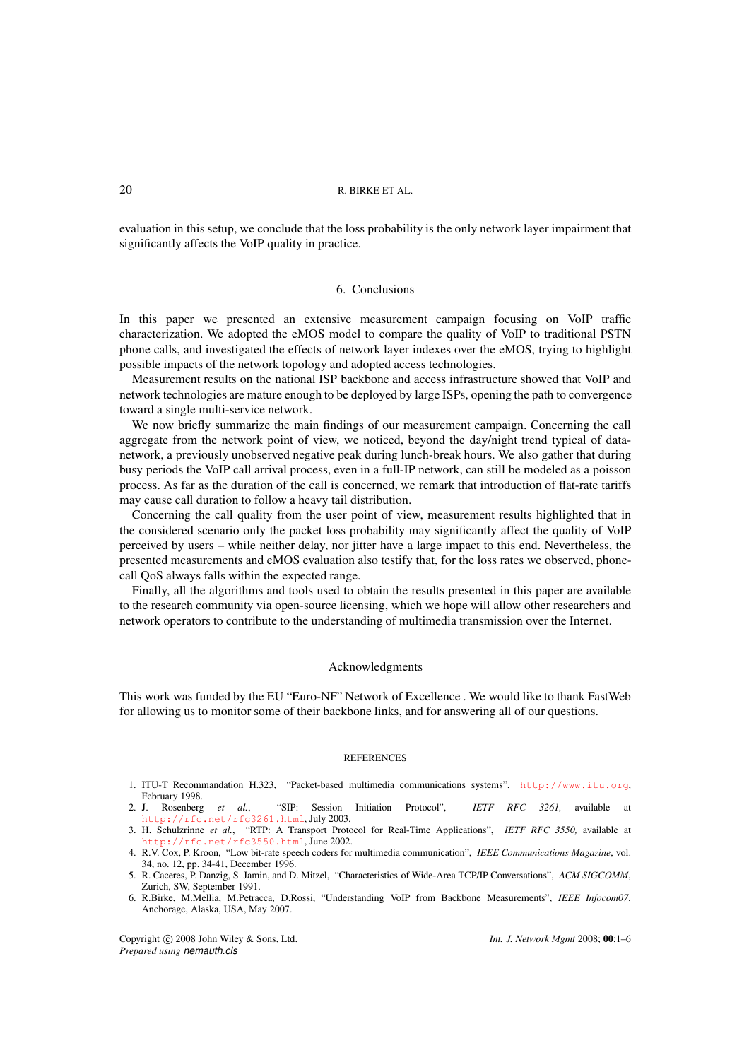evaluation in this setup, we conclude that the loss probability is the only network layer impairment that significantly affects the VoIP quality in practice.

## 6. Conclusions

In this paper we presented an extensive measurement campaign focusing on VoIP traffic characterization. We adopted the eMOS model to compare the quality of VoIP to traditional PSTN phone calls, and investigated the effects of network layer indexes over the eMOS, trying to highlight possible impacts of the network topology and adopted access technologies.

Measurement results on the national ISP backbone and access infrastructure showed that VoIP and network technologies are mature enough to be deployed by large ISPs, opening the path to convergence toward a single multi-service network.

We now briefly summarize the main findings of our measurement campaign. Concerning the call aggregate from the network point of view, we noticed, beyond the day/night trend typical of data-network, a previously unobserved negative peak during lunch-break hours. We also gather that during busy periods the VoIP call arrival process, even in a full-IP network, can still be modeled as a poisson process. As far as the duration of the call is concerned, we remark that introduction of flat-rate tariffs may cause call duration to follow a heavy tail distribution.

Concerning the call quality from the user point of view, measurement results highlighted that in the considered scenario only the packet loss probability may significantly affect the quality of VoIP perceived by users – while neither delay, nor jitter have a large impact to this end. Nevertheless, the presented measurements and eMOS evaluation also testify that, for the loss rates we observed, phone-call QoS always falls within the expected range.

Finally, all the algorithms and tools used to obtain the results presented in this paper are available to the research community via open-source licensing, which we hope will allow other researchers and network operators to contribute to the understanding of multimedia transmission over the Internet.

## Acknowledgments

This work was funded by the EU "Euro-NF" Network of Excellence . We would like to thank FastWeb for allowing us to monitor some of their backbone links, and for answering all of our questions.

## REFERENCES

1. ITU-T Recommandation H.323, "Packet-based multimedia communications systems", http://www.itu.org, February 1998.
2. J. Rosenberg *et al.*, "SIP: Session Initiation Protocol", *IETF RFC 3261,* available at http://rfc.net/rfc3261.html, July 2003.
3. H. Schulzrinne *et al.*, "RTP: A Transport Protocol for Real-Time Applications", *IETF RFC 3550,* available at http://rfc.net/rfc3550.html, June 2002.
4. R.V. Cox, P. Kroon, "Low bit-rate speech coders for multimedia communication", *IEEE Communications Magazine*, vol. 34, no. 12, pp. 34-41, December 1996.
5. R. Caceres, P. Danzig, S. Jamin, and D. Mitzel, "Characteristics of Wide-Area TCP/IP Conversations", *ACM SIGCOMM*, Zurich, SW, September 1991.
6. R.Birke, M.Mellia, M.Petracca, D.Rossi, "Understanding VoIP from Backbone Measurements", *IEEE Infocom07*, Anchorage, Alaska, USA, May 2007.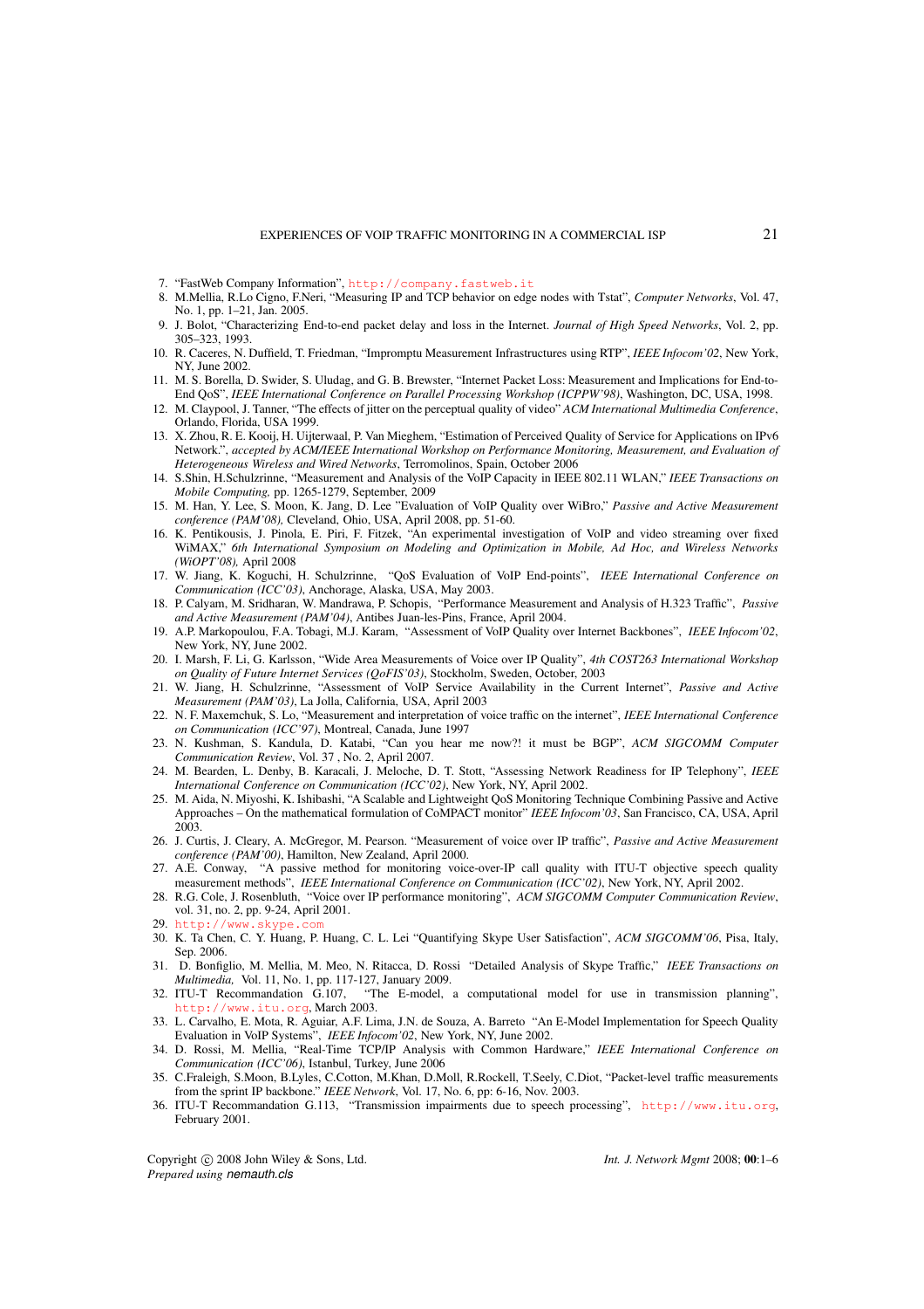7. "FastWeb Company Information", http://company.fastweb.it
8. M.Mellia, R.Lo Cigno, F.Neri, "Measuring IP and TCP behavior on edge nodes with Tstat", *Computer Networks*, Vol. 47, No. 1, pp. 1–21, Jan. 2005.
9. J. Bolot, "Characterizing End-to-end packet delay and loss in the Internet. *Journal of High Speed Networks*, Vol. 2, pp. 305–323, 1993.
10. R. Caceres, N. Duffield, T. Friedman, "Impromptu Measurement Infrastructures using RTP", *IEEE Infocom'02*, New York, NY, June 2002.
11. M. S. Borella, D. Swider, S. Uludag, and G. B. Brewster, "Internet Packet Loss: Measurement and Implications for End-to-End QoS", *IEEE International Conference on Parallel Processing Workshop (ICPPW'98)*, Washington, DC, USA, 1998.
12. M. Claypool, J. Tanner, "The effects of jitter on the perceptual quality of video" *ACM International Multimedia Conference*, Orlando, Florida, USA 1999.
13. X. Zhou, R. E. Kooij, H. Uijterwaal, P. Van Mieghem, "Estimation of Perceived Quality of Service for Applications on IPv6 Network.", *accepted by ACM/IEEE International Workshop on Performance Monitoring, Measurement, and Evaluation of Heterogeneous Wireless and Wired Networks*, Terromolinos, Spain, October 2006
14. S.Shin, H.Schulzrinne, "Measurement and Analysis of the VoIP Capacity in IEEE 802.11 WLAN," *IEEE Transactions on Mobile Computing,* pp. 1265-1279, September, 2009
15. M. Han, Y. Lee, S. Moon, K. Jang, D. Lee "Evaluation of VoIP Quality over WiBro," *Passive and Active Measurement conference (PAM'08),* Cleveland, Ohio, USA, April 2008, pp. 51-60.
16. K. Pentikousis, J. Pinola, E. Piri, F. Fitzek, "An experimental investigation of VoIP and video streaming over fixed WiMAX," *6th International Symposium on Modeling and Optimization in Mobile, Ad Hoc, and Wireless Networks (WiOPT'08),* April 2008
17. W. Jiang, K. Koguchi, H. Schulzrinne, "QoS Evaluation of VoIP End-points", *IEEE International Conference on Communication (ICC'03)*, Anchorage, Alaska, USA, May 2003.
18. P. Calyam, M. Sridharan, W. Mandrawa, P. Schopis, "Performance Measurement and Analysis of H.323 Traffic", *Passive and Active Measurement (PAM'04)*, Antibes Juan-les-Pins, France, April 2004.
19. A.P. Markopoulou, F.A. Tobagi, M.J. Karam, "Assessment of VoIP Quality over Internet Backbones", *IEEE Infocom'02*, New York, NY, June 2002.
20. I. Marsh, F. Li, G. Karlsson, "Wide Area Measurements of Voice over IP Quality", *4th COST263 International Workshop on Quality of Future Internet Services (QoFIS'03)*, Stockholm, Sweden, October, 2003
21. W. Jiang, H. Schulzrinne, "Assessment of VoIP Service Availability in the Current Internet", *Passive and Active Measurement (PAM'03)*, La Jolla, California, USA, April 2003
22. N. F. Maxemchuk, S. Lo, "Measurement and interpretation of voice traffic on the internet", *IEEE International Conference on Communication (ICC'97)*, Montreal, Canada, June 1997
23. N. Kushman, S. Kandula, D. Katabi, "Can you hear me now?! it must be BGP", *ACM SIGCOMM Computer Communication Review*, Vol. 37 , No. 2, April 2007.
24. M. Bearden, L. Denby, B. Karacali, J. Meloche, D. T. Stott, "Assessing Network Readiness for IP Telephony", *IEEE International Conference on Communication (ICC'02)*, New York, NY, April 2002.
25. M. Aida, N. Miyoshi, K. Ishibashi, "A Scalable and Lightweight QoS Monitoring Technique Combining Passive and Active Approaches – On the mathematical formulation of CoMPACT monitor" *IEEE Infocom'03*, San Francisco, CA, USA, April 2003.
26. J. Curtis, J. Cleary, A. McGregor, M. Pearson. "Measurement of voice over IP traffic", *Passive and Active Measurement conference (PAM'00)*, Hamilton, New Zealand, April 2000.
27. A.E. Conway, "A passive method for monitoring voice-over-IP call quality with ITU-T objective speech quality measurement methods", *IEEE International Conference on Communication (ICC'02)*, New York, NY, April 2002.
28. R.G. Cole, J. Rosenbluth, "Voice over IP performance monitoring", *ACM SIGCOMM Computer Communication Review*, vol. 31, no. 2, pp. 9-24, April 2001.
29. http://www.skype.com
30. K. Ta Chen, C. Y. Huang, P. Huang, C. L. Lei "Quantifying Skype User Satisfaction", *ACM SIGCOMM'06*, Pisa, Italy, Sep. 2006.
31. D. Bonfiglio, M. Mellia, M. Meo, N. Ritacca, D. Rossi "Detailed Analysis of Skype Traffic," *IEEE Transactions on Multimedia,* Vol. 11, No. 1, pp. 117-127, January 2009.
32. ITU-T Recommandation G.107, "The E-model, a computational model for use in transmission planning", http://www.itu.org, March 2003.
33. L. Carvalho, E. Mota, R. Aguiar, A.F. Lima, J.N. de Souza, A. Barreto "An E-Model Implementation for Speech Quality Evaluation in VoIP Systems", *IEEE Infocom'02*, New York, NY, June 2002.
34. D. Rossi, M. Mellia, "Real-Time TCP/IP Analysis with Common Hardware," *IEEE International Conference on Communication (ICC'06)*, Istanbul, Turkey, June 2006
35. C.Fraleigh, S.Moon, B.Lyles, C.Cotton, M.Khan, D.Moll, R.Rockell, T.Seely, C.Diot, "Packet-level traffic measurements from the sprint IP backbone." *IEEE Network*, Vol. 17, No. 6, pp: 6-16, Nov. 2003.
36. ITU-T Recommandation G.113, "Transmission impairments due to speech processing", http://www.itu.org, February 2001.